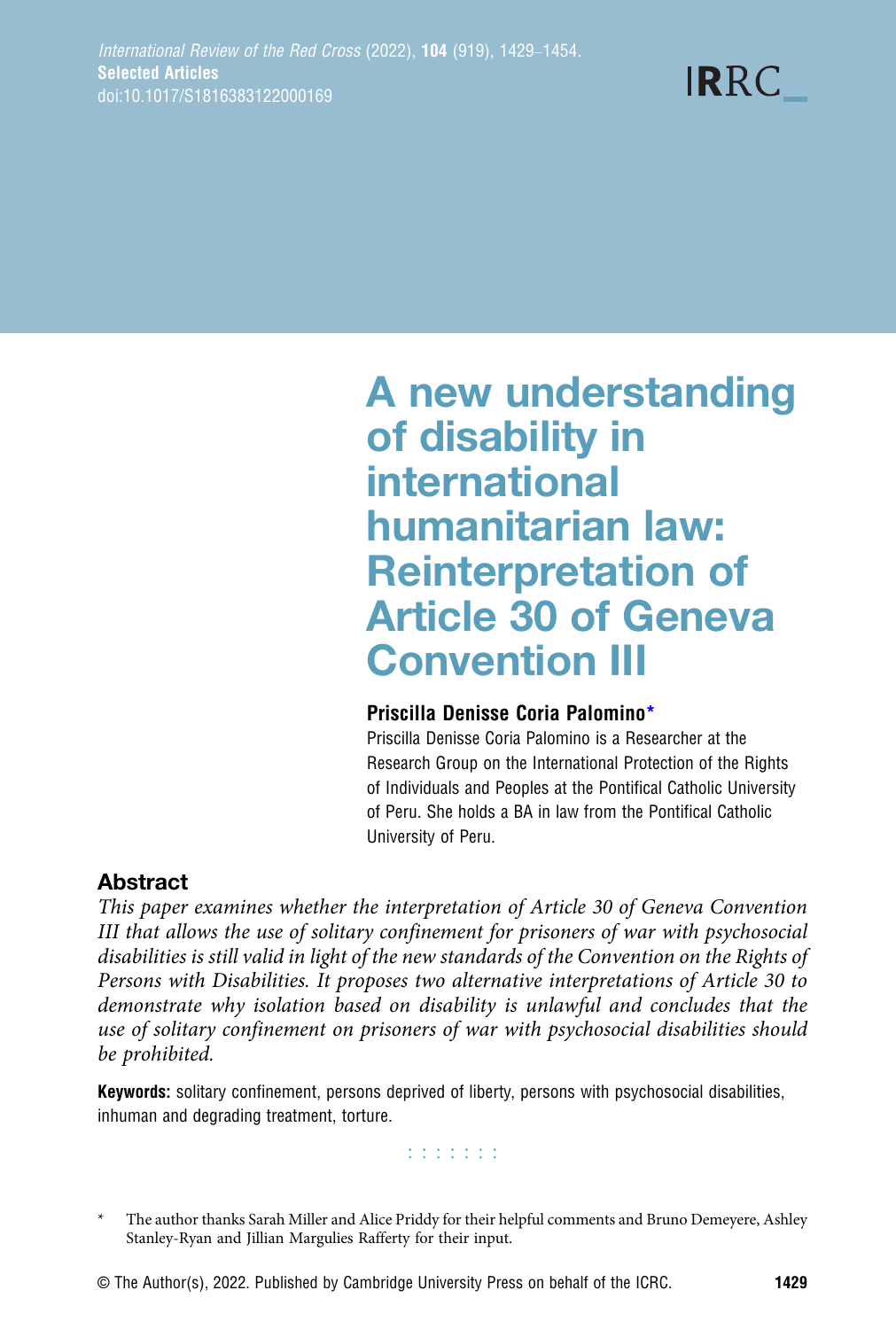# A new understanding of disability in international humanitarian law: Reinterpretation of Article 30 of Geneva Convention III

**Priscilla Denisse Coria Palomino***

Priscilla Denisse Coria Palomino is a Researcher at the Research Group on the International Protection of the Rights of Individuals and Peoples at the Pontifical Catholic University of Peru. She holds a BA in law from the Pontifical Catholic University of Peru.

## Abstract

*This paper examines whether the interpretation of Article 30 of Geneva Convention III that allows the use of solitary confinement for prisoners of war with psychosocial disabilities is still valid in light of the new standards of the Convention on the Rights of Persons with Disabilities. It proposes two alternative interpretations of Article 30 to demonstrate why isolation based on disability is unlawful and concludes that the use of solitary confinement on prisoners of war with psychosocial disabilities should be prohibited.*

**Keywords:** solitary confinement, persons deprived of liberty, persons with psychosocial disabilities, inhuman and degrading treatment, torture.

\* The author thanks Sarah Miller and Alice Priddy for their helpful comments and Bruno Demeyere, Ashley Stanley-Ryan and Jillian Margulies Rafferty for their input.

© The Author(s), 2022. Published by Cambridge University Press on behalf of the ICRC.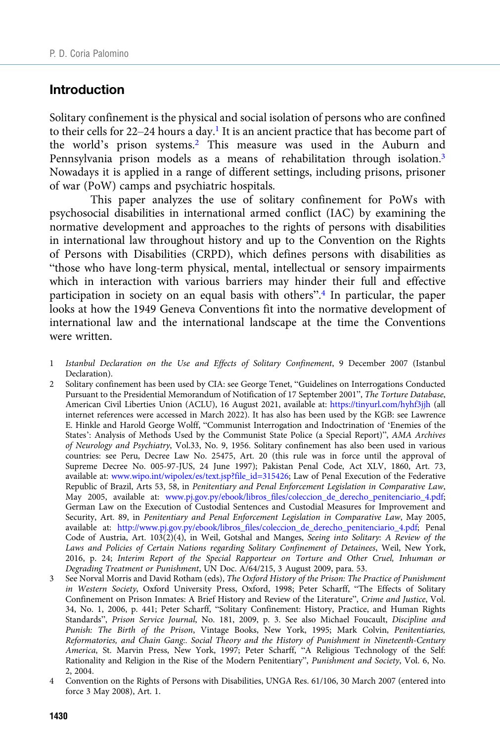## Introduction

Solitary confinement is the physical and social isolation of persons who are confined to their cells for 22–24 hours a day.[1] It is an ancient practice that has become part of the world's prison systems.[2] This measure was used in the Auburn and Pennsylvania prison models as a means of rehabilitation through isolation.[3] Nowadays it is applied in a range of different settings, including prisons, prisoner of war (PoW) camps and psychiatric hospitals.

This paper analyzes the use of solitary confinement for PoWs with psychosocial disabilities in international armed conflict (IAC) by examining the normative development and approaches to the rights of persons with disabilities in international law throughout history and up to the Convention on the Rights of Persons with Disabilities (CRPD), which defines persons with disabilities as "those who have long-term physical, mental, intellectual or sensory impairments which in interaction with various barriers may hinder their full and effective participation in society on an equal basis with others".[4] In particular, the paper looks at how the 1949 Geneva Conventions fit into the normative development of international law and the international landscape at the time the Conventions were written.

1 *Istanbul Declaration on the Use and Effects of Solitary Confinement*, 9 December 2007 (Istanbul Declaration).

2 Solitary confinement has been used by CIA: see George Tenet, "Guidelines on Interrogations Conducted Pursuant to the Presidential Memorandum of Notification of 17 September 2001", *The Torture Database*, American Civil Liberties Union (ACLU), 16 August 2021, available at: https://tinyurl.com/hyhf3jjh (all internet references were accessed in March 2022). It has also has been used by the KGB: see Lawrence E. Hinkle and Harold George Wolff, "Communist Interrogation and Indoctrination of 'Enemies of the States': Analysis of Methods Used by the Communist State Police (a Special Report)", *AMA Archives of Neurology and Psychiatry*, Vol.33, No. 9, 1956. Solitary confinement has also been used in various countries: see Peru, Decree Law No. 25475, Art. 20 (this rule was in force until the approval of Supreme Decree No. 005-97-JUS, 24 June 1997); Pakistan Penal Code, Act XLV, 1860, Art. 73, available at: www.wipo.int/wipolex/es/text.jsp?file_id=315426; Law of Penal Execution of the Federative Republic of Brazil, Arts 53, 58, in *Penitentiary and Penal Enforcement Legislation in Comparative Law*, May 2005, available at: www.pj.gov.py/ebook/libros_files/coleccion_de_derecho_penitenciario_4.pdf; German Law on the Execution of Custodial Sentences and Custodial Measures for Improvement and Security, Art. 89, in *Penitentiary and Penal Enforcement Legislation in Comparative Law*, May 2005, available at: http://www.pj.gov.py/ebook/libros_files/coleccion_de_derecho_penitenciario_4.pdf; Penal Code of Austria, Art. 103(2)(4), in Weil, Gotshal and Manges, *Seeing into Solitary: A Review of the Laws and Policies of Certain Nations regarding Solitary Confinement of Detainees*, Weil, New York, 2016, p. 24; *Interim Report of the Special Rapporteur on Torture and Other Cruel, Inhuman or Degrading Treatment or Punishment*, UN Doc. A/64/215, 3 August 2009, para. 53.

3 See Norval Morris and David Rotham (eds), *The Oxford History of the Prison: The Practice of Punishment in Western Society*, Oxford University Press, Oxford, 1998; Peter Scharff, "The Effects of Solitary Confinement on Prison Inmates: A Brief History and Review of the Literature", *Crime and Justice*, Vol. 34, No. 1, 2006, p. 441; Peter Scharff, "Solitary Confinement: History, Practice, and Human Rights Standards", *Prison Service Journal*, No. 181, 2009, p. 3. See also Michael Foucault, *Discipline and Punish: The Birth of the Prison*, Vintage Books, New York, 1995; Mark Colvin, *Penitentiaries, Reformatories, and Chain Gang:. Social Theory and the History of Punishment in Nineteenth-Century America*, St. Marvin Press, New York, 1997; Peter Scharff, "A Religious Technology of the Self: Rationality and Religion in the Rise of the Modern Penitentiary", *Punishment and Society*, Vol. 6, No. 2, 2004.

4 Convention on the Rights of Persons with Disabilities, UNGA Res. 61/106, 30 March 2007 (entered into force 3 May 2008), Art. 1.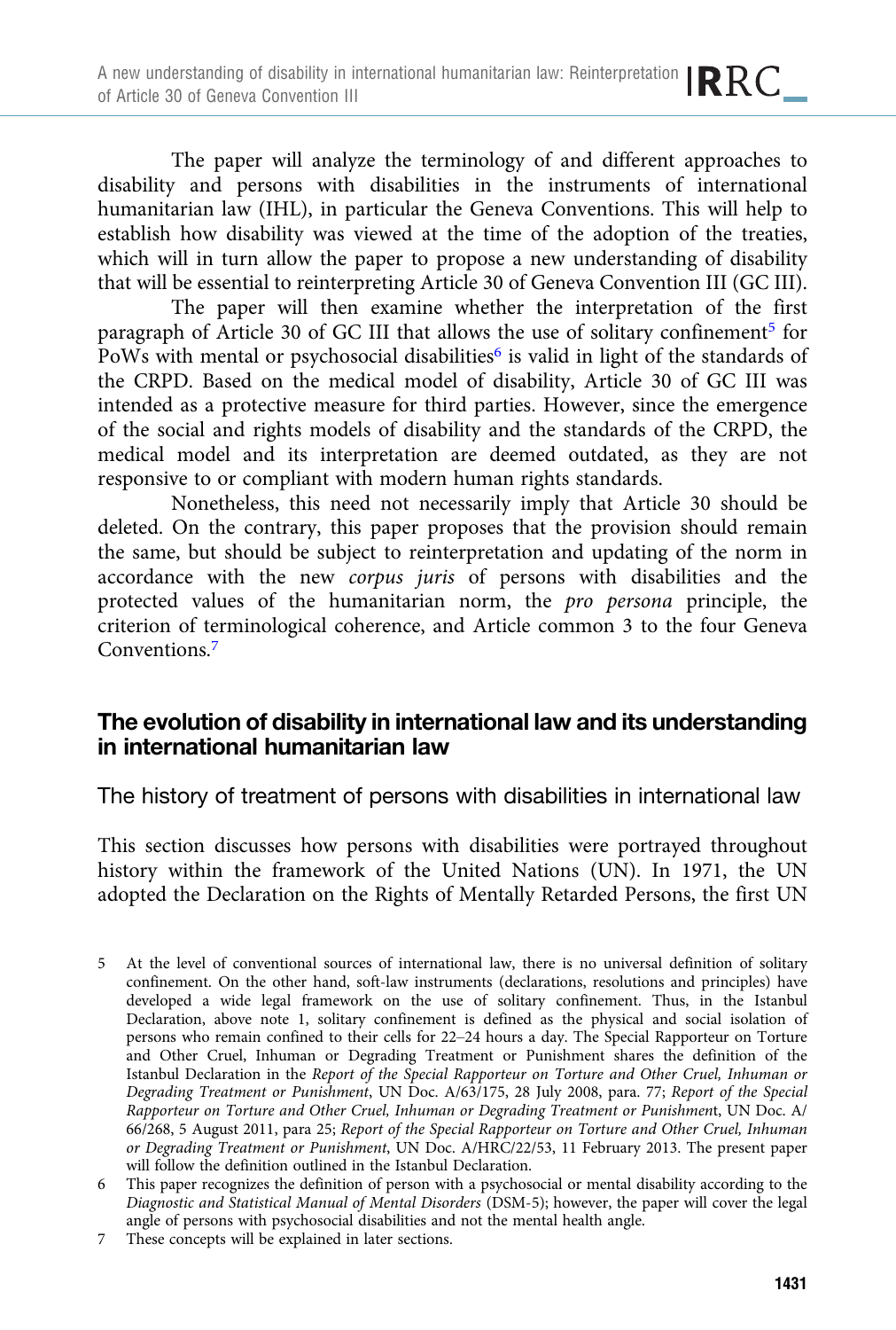The paper will analyze the terminology of and different approaches to disability and persons with disabilities in the instruments of international humanitarian law (IHL), in particular the Geneva Conventions. This will help to establish how disability was viewed at the time of the adoption of the treaties, which will in turn allow the paper to propose a new understanding of disability that will be essential to reinterpreting Article 30 of Geneva Convention III (GC III).

The paper will then examine whether the interpretation of the first paragraph of Article 30 of GC III that allows the use of solitary confinement[5] for PoWs with mental or psychosocial disabilities[6] is valid in light of the standards of the CRPD. Based on the medical model of disability, Article 30 of GC III was intended as a protective measure for third parties. However, since the emergence of the social and rights models of disability and the standards of the CRPD, the medical model and its interpretation are deemed outdated, as they are not responsive to or compliant with modern human rights standards.

Nonetheless, this need not necessarily imply that Article 30 should be deleted. On the contrary, this paper proposes that the provision should remain the same, but should be subject to reinterpretation and updating of the norm in accordance with the new *corpus juris* of persons with disabilities and the protected values of the humanitarian norm, the *pro persona* principle, the criterion of terminological coherence, and Article common 3 to the four Geneva Conventions.[7]

## The evolution of disability in international law and its understanding in international humanitarian law

### The history of treatment of persons with disabilities in international law

This section discusses how persons with disabilities were portrayed throughout history within the framework of the United Nations (UN). In 1971, the UN adopted the Declaration on the Rights of Mentally Retarded Persons, the first UN

5 At the level of conventional sources of international law, there is no universal definition of solitary confinement. On the other hand, soft-law instruments (declarations, resolutions and principles) have developed a wide legal framework on the use of solitary confinement. Thus, in the Istanbul Declaration, above note 1, solitary confinement is defined as the physical and social isolation of persons who remain confined to their cells for 22–24 hours a day. The Special Rapporteur on Torture and Other Cruel, Inhuman or Degrading Treatment or Punishment shares the definition of the Istanbul Declaration in the *Report of the Special Rapporteur on Torture and Other Cruel, Inhuman or Degrading Treatment or Punishment*, UN Doc. A/63/175, 28 July 2008, para. 77; *Report of the Special Rapporteur on Torture and Other Cruel, Inhuman or Degrading Treatment or Punishment*, UN Doc. A/66/268, 5 August 2011, para 25; *Report of the Special Rapporteur on Torture and Other Cruel, Inhuman or Degrading Treatment or Punishment*, UN Doc. A/HRC/22/53, 11 February 2013. The present paper will follow the definition outlined in the Istanbul Declaration.

6 This paper recognizes the definition of person with a psychosocial or mental disability according to the *Diagnostic and Statistical Manual of Mental Disorders* (DSM-5); however, the paper will cover the legal angle of persons with psychosocial disabilities and not the mental health angle.

7 These concepts will be explained in later sections.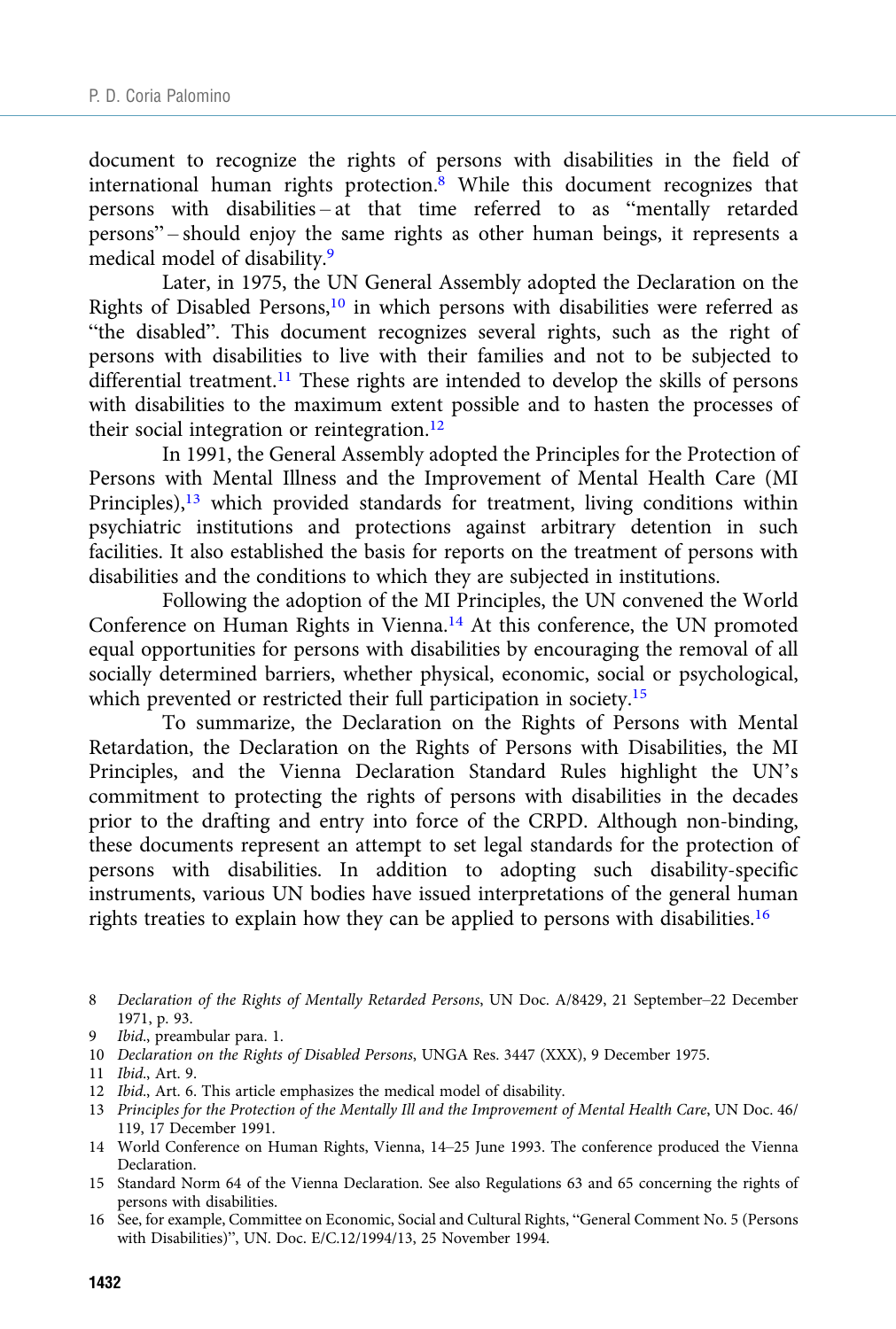document to recognize the rights of persons with disabilities in the field of international human rights protection.[8] While this document recognizes that persons with disabilities – at that time referred to as "mentally retarded persons" – should enjoy the same rights as other human beings, it represents a medical model of disability.[9]

Later, in 1975, the UN General Assembly adopted the Declaration on the Rights of Disabled Persons,[10] in which persons with disabilities were referred as "the disabled". This document recognizes several rights, such as the right of persons with disabilities to live with their families and not to be subjected to differential treatment.[11] These rights are intended to develop the skills of persons with disabilities to the maximum extent possible and to hasten the processes of their social integration or reintegration.[12]

In 1991, the General Assembly adopted the Principles for the Protection of Persons with Mental Illness and the Improvement of Mental Health Care (MI Principles),[13] which provided standards for treatment, living conditions within psychiatric institutions and protections against arbitrary detention in such facilities. It also established the basis for reports on the treatment of persons with disabilities and the conditions to which they are subjected in institutions.

Following the adoption of the MI Principles, the UN convened the World Conference on Human Rights in Vienna.[14] At this conference, the UN promoted equal opportunities for persons with disabilities by encouraging the removal of all socially determined barriers, whether physical, economic, social or psychological, which prevented or restricted their full participation in society.[15]

To summarize, the Declaration on the Rights of Persons with Mental Retardation, the Declaration on the Rights of Persons with Disabilities, the MI Principles, and the Vienna Declaration Standard Rules highlight the UN's commitment to protecting the rights of persons with disabilities in the decades prior to the drafting and entry into force of the CRPD. Although non-binding, these documents represent an attempt to set legal standards for the protection of persons with disabilities. In addition to adopting such disability-specific instruments, various UN bodies have issued interpretations of the general human rights treaties to explain how they can be applied to persons with disabilities.[16]

8 *Declaration of the Rights of Mentally Retarded Persons*, UN Doc. A/8429, 21 September–22 December 1971, p. 93.

9 *Ibid.*, preambular para. 1.

10 *Declaration on the Rights of Disabled Persons*, UNGA Res. 3447 (XXX), 9 December 1975.

11 *Ibid.*, Art. 9.

12 *Ibid.*, Art. 6. This article emphasizes the medical model of disability.

13 *Principles for the Protection of the Mentally Ill and the Improvement of Mental Health Care*, UN Doc. 46/119, 17 December 1991.

14 World Conference on Human Rights, Vienna, 14–25 June 1993. The conference produced the Vienna Declaration.

15 Standard Norm 64 of the Vienna Declaration. See also Regulations 63 and 65 concerning the rights of persons with disabilities.

16 See, for example, Committee on Economic, Social and Cultural Rights, "General Comment No. 5 (Persons with Disabilities)", UN. Doc. E/C.12/1994/13, 25 November 1994.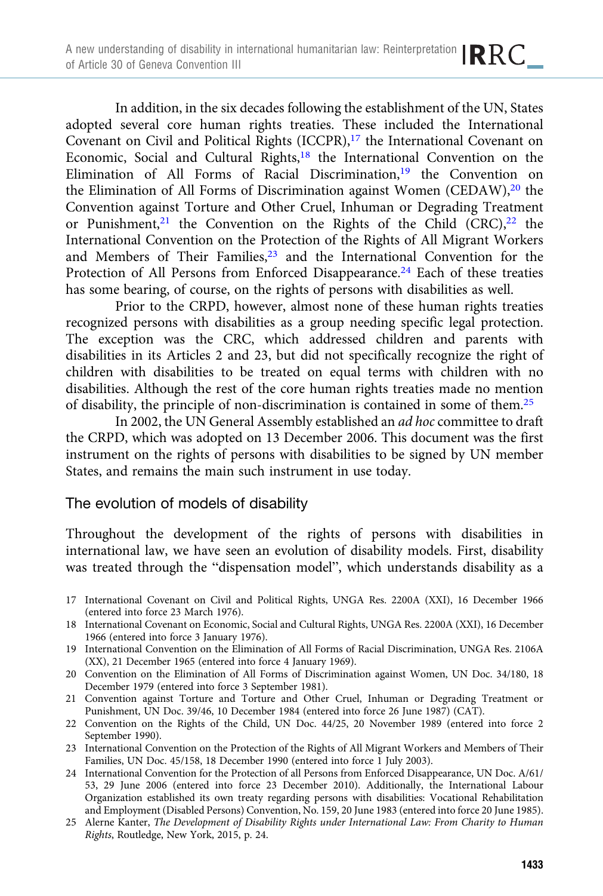In addition, in the six decades following the establishment of the UN, States adopted several core human rights treaties. These included the International Covenant on Civil and Political Rights (ICCPR),[17] the International Covenant on Economic, Social and Cultural Rights,[18] the International Convention on the Elimination of All Forms of Racial Discrimination,[19] the Convention on the Elimination of All Forms of Discrimination against Women (CEDAW),[20] the Convention against Torture and Other Cruel, Inhuman or Degrading Treatment or Punishment,[21] the Convention on the Rights of the Child (CRC),[22] the International Convention on the Protection of the Rights of All Migrant Workers and Members of Their Families,[23] and the International Convention for the Protection of All Persons from Enforced Disappearance.[24] Each of these treaties has some bearing, of course, on the rights of persons with disabilities as well.

Prior to the CRPD, however, almost none of these human rights treaties recognized persons with disabilities as a group needing specific legal protection. The exception was the CRC, which addressed children and parents with disabilities in its Articles 2 and 23, but did not specifically recognize the right of children with disabilities to be treated on equal terms with children with no disabilities. Although the rest of the core human rights treaties made no mention of disability, the principle of non-discrimination is contained in some of them.[25]

In 2002, the UN General Assembly established an *ad hoc* committee to draft the CRPD, which was adopted on 13 December 2006. This document was the first instrument on the rights of persons with disabilities to be signed by UN member States, and remains the main such instrument in use today.

## The evolution of models of disability

Throughout the development of the rights of persons with disabilities in international law, we have seen an evolution of disability models. First, disability was treated through the "dispensation model", which understands disability as a

17 International Covenant on Civil and Political Rights, UNGA Res. 2200A (XXI), 16 December 1966 (entered into force 23 March 1976).

18 International Covenant on Economic, Social and Cultural Rights, UNGA Res. 2200A (XXI), 16 December 1966 (entered into force 3 January 1976).

19 International Convention on the Elimination of All Forms of Racial Discrimination, UNGA Res. 2106A (XX), 21 December 1965 (entered into force 4 January 1969).

20 Convention on the Elimination of All Forms of Discrimination against Women, UN Doc. 34/180, 18 December 1979 (entered into force 3 September 1981).

21 Convention against Torture and Torture and Other Cruel, Inhuman or Degrading Treatment or Punishment, UN Doc. 39/46, 10 December 1984 (entered into force 26 June 1987) (CAT).

22 Convention on the Rights of the Child, UN Doc. 44/25, 20 November 1989 (entered into force 2 September 1990).

23 International Convention on the Protection of the Rights of All Migrant Workers and Members of Their Families, UN Doc. 45/158, 18 December 1990 (entered into force 1 July 2003).

24 International Convention for the Protection of all Persons from Enforced Disappearance, UN Doc. A/61/53, 29 June 2006 (entered into force 23 December 2010). Additionally, the International Labour Organization established its own treaty regarding persons with disabilities: Vocational Rehabilitation and Employment (Disabled Persons) Convention, No. 159, 20 June 1983 (entered into force 20 June 1985).

25 Alerne Kanter, *The Development of Disability Rights under International Law: From Charity to Human Rights*, Routledge, New York, 2015, p. 24.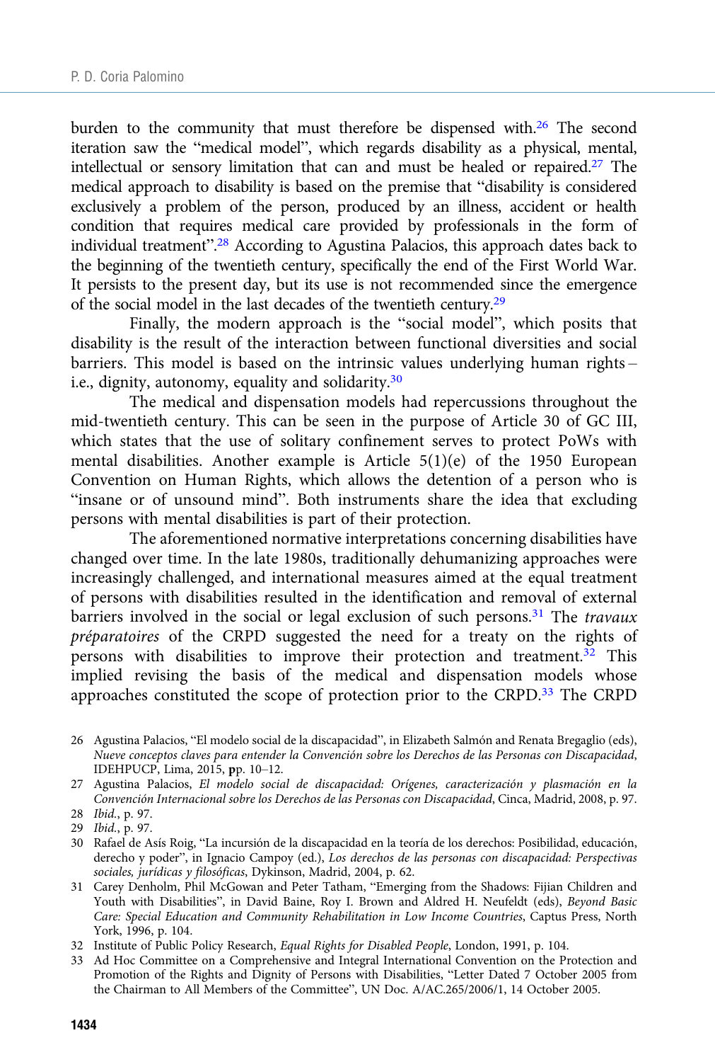burden to the community that must therefore be dispensed with.[26] The second iteration saw the "medical model", which regards disability as a physical, mental, intellectual or sensory limitation that can and must be healed or repaired.[27] The medical approach to disability is based on the premise that "disability is considered exclusively a problem of the person, produced by an illness, accident or health condition that requires medical care provided by professionals in the form of individual treatment".[28] According to Agustina Palacios, this approach dates back to the beginning of the twentieth century, specifically the end of the First World War. It persists to the present day, but its use is not recommended since the emergence of the social model in the last decades of the twentieth century.[29]

Finally, the modern approach is the "social model", which posits that disability is the result of the interaction between functional diversities and social barriers. This model is based on the intrinsic values underlying human rights – i.e., dignity, autonomy, equality and solidarity.[30]

The medical and dispensation models had repercussions throughout the mid-twentieth century. This can be seen in the purpose of Article 30 of GC III, which states that the use of solitary confinement serves to protect PoWs with mental disabilities. Another example is Article 5(1)(e) of the 1950 European Convention on Human Rights, which allows the detention of a person who is "insane or of unsound mind". Both instruments share the idea that excluding persons with mental disabilities is part of their protection.

The aforementioned normative interpretations concerning disabilities have changed over time. In the late 1980s, traditionally dehumanizing approaches were increasingly challenged, and international measures aimed at the equal treatment of persons with disabilities resulted in the identification and removal of external barriers involved in the social or legal exclusion of such persons.[31] The *travaux préparatoires* of the CRPD suggested the need for a treaty on the rights of persons with disabilities to improve their protection and treatment.[32] This implied revising the basis of the medical and dispensation models whose approaches constituted the scope of protection prior to the CRPD.[33] The CRPD

26 Agustina Palacios, "El modelo social de la discapacidad", in Elizabeth Salmón and Renata Bregaglio (eds), *Nueve conceptos claves para entender la Convención sobre los Derechos de las Personas con Discapacidad*, IDEHPUCP, Lima, 2015, pp. 10–12.

27 Agustina Palacios, *El modelo social de discapacidad: Orígenes, caracterización y plasmación en la Convención Internacional sobre los Derechos de las Personas con Discapacidad*, Cinca, Madrid, 2008, p. 97.

28 *Ibid.*, p. 97.

29 *Ibid.*, p. 97.

30 Rafael de Asís Roig, "La incursión de la discapacidad en la teoría de los derechos: Posibilidad, educación, derecho y poder", in Ignacio Campoy (ed.), *Los derechos de las personas con discapacidad: Perspectivas sociales, jurídicas y filosóficas*, Dykinson, Madrid, 2004, p. 62.

31 Carey Denholm, Phil McGowan and Peter Tatham, "Emerging from the Shadows: Fijian Children and Youth with Disabilities", in David Baine, Roy I. Brown and Aldred H. Neufeldt (eds), *Beyond Basic Care: Special Education and Community Rehabilitation in Low Income Countries*, Captus Press, North York, 1996, p. 104.

32 Institute of Public Policy Research, *Equal Rights for Disabled People*, London, 1991, p. 104.

33 Ad Hoc Committee on a Comprehensive and Integral International Convention on the Protection and Promotion of the Rights and Dignity of Persons with Disabilities, "Letter Dated 7 October 2005 from the Chairman to All Members of the Committee", UN Doc. A/AC.265/2006/1, 14 October 2005.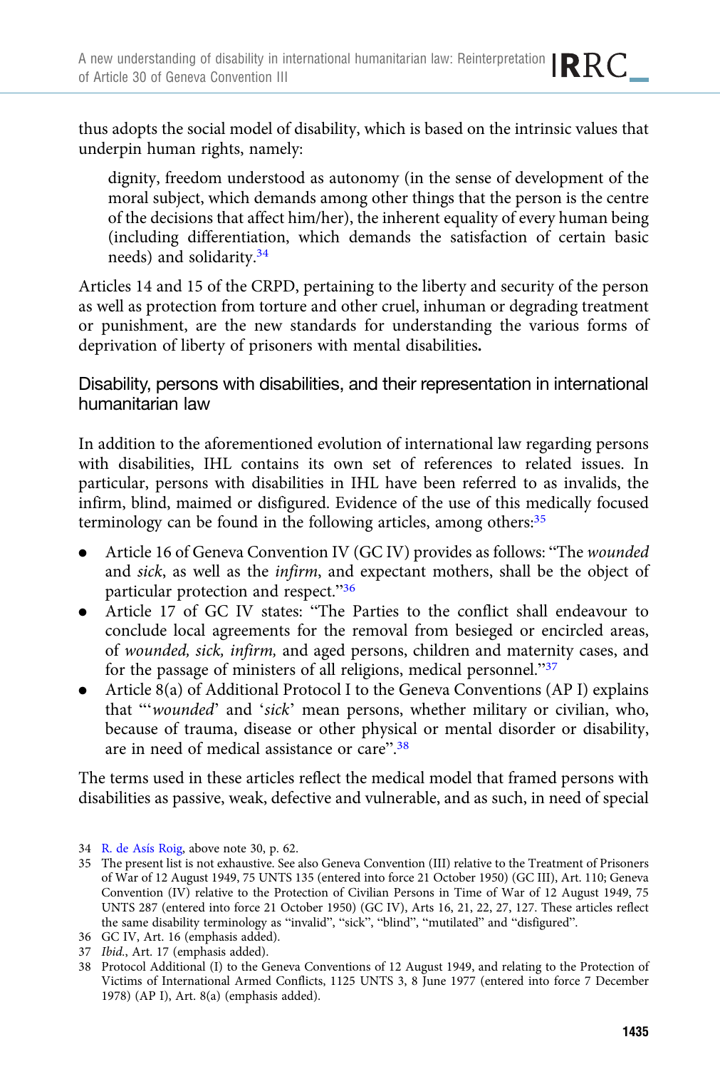thus adopts the social model of disability, which is based on the intrinsic values that underpin human rights, namely:

> dignity, freedom understood as autonomy (in the sense of development of the moral subject, which demands among other things that the person is the centre of the decisions that affect him/her), the inherent equality of every human being (including differentiation, which demands the satisfaction of certain basic needs) and solidarity.[34]

Articles 14 and 15 of the CRPD, pertaining to the liberty and security of the person as well as protection from torture and other cruel, inhuman or degrading treatment or punishment, are the new standards for understanding the various forms of deprivation of liberty of prisoners with mental disabilities.

## Disability, persons with disabilities, and their representation in international humanitarian law

In addition to the aforementioned evolution of international law regarding persons with disabilities, IHL contains its own set of references to related issues. In particular, persons with disabilities in IHL have been referred to as invalids, the infirm, blind, maimed or disfigured. Evidence of the use of this medically focused terminology can be found in the following articles, among others:[35]

- Article 16 of Geneva Convention IV (GC IV) provides as follows: "The *wounded* and *sick*, as well as the *infirm*, and expectant mothers, shall be the object of particular protection and respect."[36]
- Article 17 of GC IV states: "The Parties to the conflict shall endeavour to conclude local agreements for the removal from besieged or encircled areas, of *wounded, sick, infirm,* and aged persons, children and maternity cases, and for the passage of ministers of all religions, medical personnel."[37]
- Article 8(a) of Additional Protocol I to the Geneva Conventions (AP I) explains that "'*wounded*' and '*sick*' mean persons, whether military or civilian, who, because of trauma, disease or other physical or mental disorder or disability, are in need of medical assistance or care".[38]

The terms used in these articles reflect the medical model that framed persons with disabilities as passive, weak, defective and vulnerable, and as such, in need of special

34 R. de Asís Roig, above note 30, p. 62.

35 The present list is not exhaustive. See also Geneva Convention (III) relative to the Treatment of Prisoners of War of 12 August 1949, 75 UNTS 135 (entered into force 21 October 1950) (GC III), Art. 110; Geneva Convention (IV) relative to the Protection of Civilian Persons in Time of War of 12 August 1949, 75 UNTS 287 (entered into force 21 October 1950) (GC IV), Arts 16, 21, 22, 27, 127. These articles reflect the same disability terminology as "invalid", "sick", "blind", "mutilated" and "disfigured".

36 GC IV, Art. 16 (emphasis added).

37 *Ibid.*, Art. 17 (emphasis added).

38 Protocol Additional (I) to the Geneva Conventions of 12 August 1949, and relating to the Protection of Victims of International Armed Conflicts, 1125 UNTS 3, 8 June 1977 (entered into force 7 December 1978) (AP I), Art. 8(a) (emphasis added).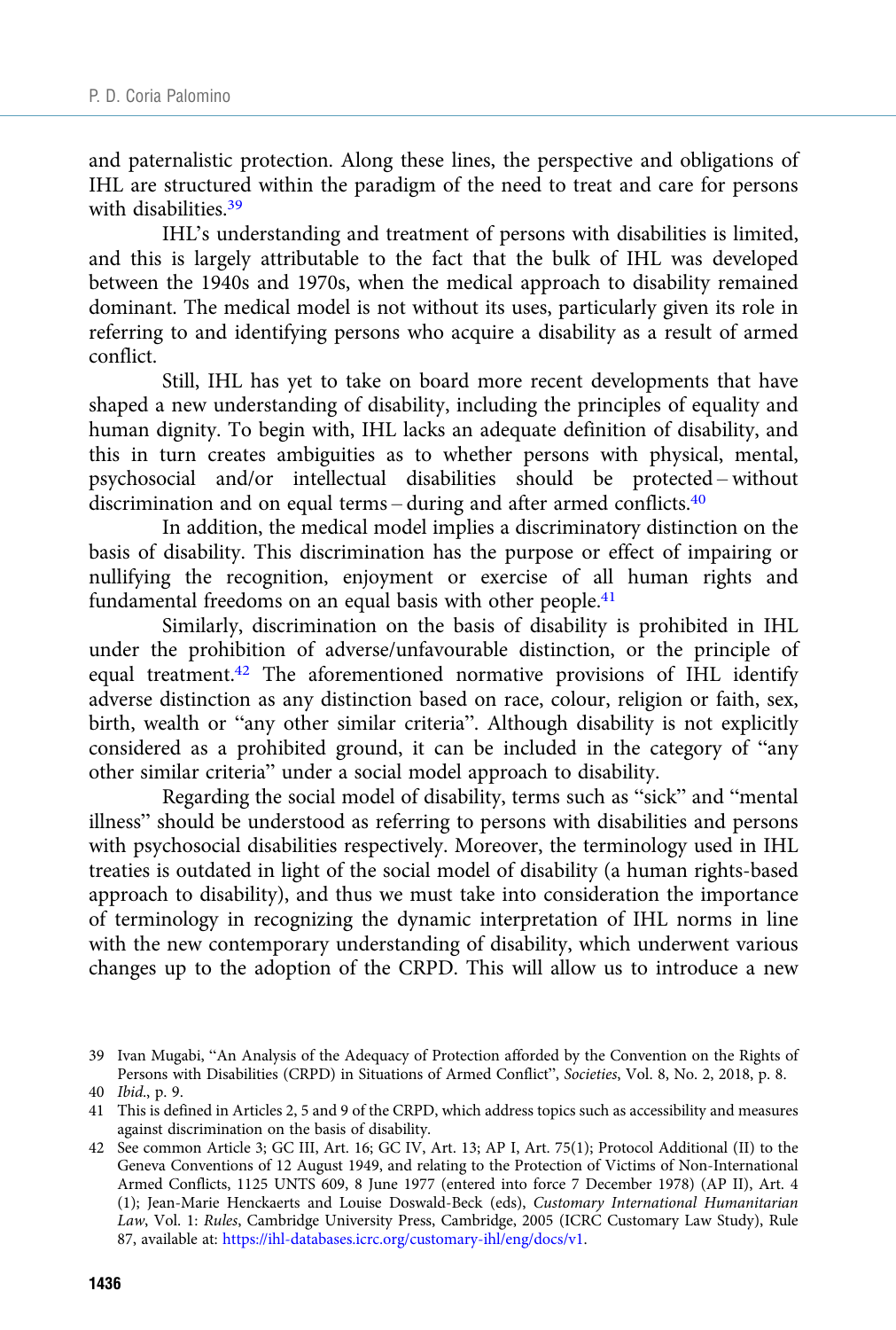and paternalistic protection. Along these lines, the perspective and obligations of IHL are structured within the paradigm of the need to treat and care for persons with disabilities.[39]

IHL's understanding and treatment of persons with disabilities is limited, and this is largely attributable to the fact that the bulk of IHL was developed between the 1940s and 1970s, when the medical approach to disability remained dominant. The medical model is not without its uses, particularly given its role in referring to and identifying persons who acquire a disability as a result of armed conflict.

Still, IHL has yet to take on board more recent developments that have shaped a new understanding of disability, including the principles of equality and human dignity. To begin with, IHL lacks an adequate definition of disability, and this in turn creates ambiguities as to whether persons with physical, mental, psychosocial and/or intellectual disabilities should be protected – without discrimination and on equal terms – during and after armed conflicts.[40]

In addition, the medical model implies a discriminatory distinction on the basis of disability. This discrimination has the purpose or effect of impairing or nullifying the recognition, enjoyment or exercise of all human rights and fundamental freedoms on an equal basis with other people.[41]

Similarly, discrimination on the basis of disability is prohibited in IHL under the prohibition of adverse/unfavourable distinction, or the principle of equal treatment.[42] The aforementioned normative provisions of IHL identify adverse distinction as any distinction based on race, colour, religion or faith, sex, birth, wealth or "any other similar criteria". Although disability is not explicitly considered as a prohibited ground, it can be included in the category of "any other similar criteria" under a social model approach to disability.

Regarding the social model of disability, terms such as "sick" and "mental illness" should be understood as referring to persons with disabilities and persons with psychosocial disabilities respectively. Moreover, the terminology used in IHL treaties is outdated in light of the social model of disability (a human rights-based approach to disability), and thus we must take into consideration the importance of terminology in recognizing the dynamic interpretation of IHL norms in line with the new contemporary understanding of disability, which underwent various changes up to the adoption of the CRPD. This will allow us to introduce a new

---

39 Ivan Mugabi, "An Analysis of the Adequacy of Protection afforded by the Convention on the Rights of Persons with Disabilities (CRPD) in Situations of Armed Conflict", *Societies*, Vol. 8, No. 2, 2018, p. 8.

40 *Ibid.*, p. 9.

41 This is defined in Articles 2, 5 and 9 of the CRPD, which address topics such as accessibility and measures against discrimination on the basis of disability.

42 See common Article 3; GC III, Art. 16; GC IV, Art. 13; AP I, Art. 75(1); Protocol Additional (II) to the Geneva Conventions of 12 August 1949, and relating to the Protection of Victims of Non-International Armed Conflicts, 1125 UNTS 609, 8 June 1977 (entered into force 7 December 1978) (AP II), Art. 4 (1); Jean-Marie Henckaerts and Louise Doswald-Beck (eds), *Customary International Humanitarian Law*, Vol. 1: *Rules*, Cambridge University Press, Cambridge, 2005 (ICRC Customary Law Study), Rule 87, available at: https://ihl-databases.icrc.org/customary-ihl/eng/docs/v1.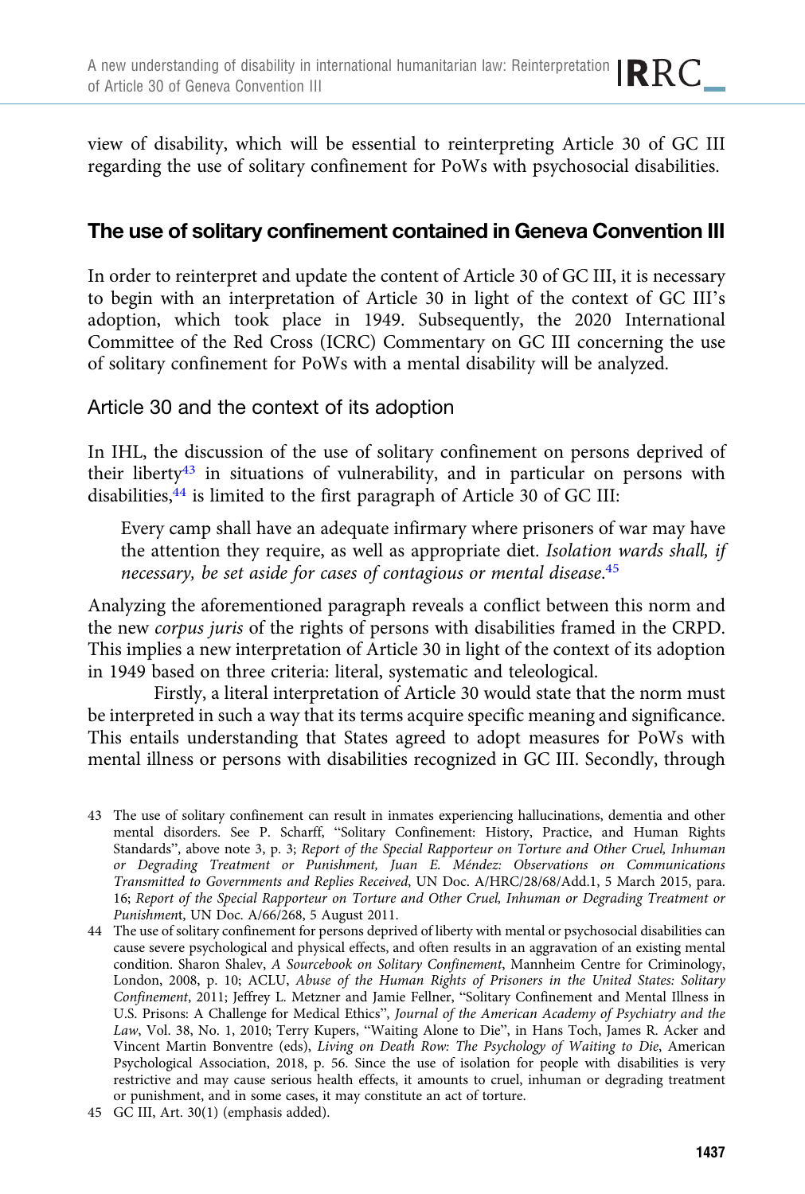view of disability, which will be essential to reinterpreting Article 30 of GC III regarding the use of solitary confinement for PoWs with psychosocial disabilities.

## The use of solitary confinement contained in Geneva Convention III

In order to reinterpret and update the content of Article 30 of GC III, it is necessary to begin with an interpretation of Article 30 in light of the context of GC III's adoption, which took place in 1949. Subsequently, the 2020 International Committee of the Red Cross (ICRC) Commentary on GC III concerning the use of solitary confinement for PoWs with a mental disability will be analyzed.

### Article 30 and the context of its adoption

In IHL, the discussion of the use of solitary confinement on persons deprived of their liberty[43] in situations of vulnerability, and in particular on persons with disabilities,[44] is limited to the first paragraph of Article 30 of GC III:

> Every camp shall have an adequate infirmary where prisoners of war may have the attention they require, as well as appropriate diet. *Isolation wards shall, if necessary, be set aside for cases of contagious or mental disease.*[45]

Analyzing the aforementioned paragraph reveals a conflict between this norm and the new *corpus juris* of the rights of persons with disabilities framed in the CRPD. This implies a new interpretation of Article 30 in light of the context of its adoption in 1949 based on three criteria: literal, systematic and teleological.

Firstly, a literal interpretation of Article 30 would state that the norm must be interpreted in such a way that its terms acquire specific meaning and significance. This entails understanding that States agreed to adopt measures for PoWs with mental illness or persons with disabilities recognized in GC III. Secondly, through

---

43 The use of solitary confinement can result in inmates experiencing hallucinations, dementia and other mental disorders. See P. Scharff, "Solitary Confinement: History, Practice, and Human Rights Standards", above note 3, p. 3; *Report of the Special Rapporteur on Torture and Other Cruel, Inhuman or Degrading Treatment or Punishment, Juan E. Méndez: Observations on Communications Transmitted to Governments and Replies Received*, UN Doc. A/HRC/28/68/Add.1, 5 March 2015, para. 16; *Report of the Special Rapporteur on Torture and Other Cruel, Inhuman or Degrading Treatment or Punishment*, UN Doc. A/66/268, 5 August 2011.

44 The use of solitary confinement for persons deprived of liberty with mental or psychosocial disabilities can cause severe psychological and physical effects, and often results in an aggravation of an existing mental condition. Sharon Shalev, *A Sourcebook on Solitary Confinement*, Mannheim Centre for Criminology, London, 2008, p. 10; ACLU, *Abuse of the Human Rights of Prisoners in the United States: Solitary Confinement*, 2011; Jeffrey L. Metzner and Jamie Fellner, "Solitary Confinement and Mental Illness in U.S. Prisons: A Challenge for Medical Ethics", *Journal of the American Academy of Psychiatry and the Law*, Vol. 38, No. 1, 2010; Terry Kupers, "Waiting Alone to Die", in Hans Toch, James R. Acker and Vincent Martin Bonventre (eds), *Living on Death Row: The Psychology of Waiting to Die*, American Psychological Association, 2018, p. 56. Since the use of isolation for people with disabilities is very restrictive and may cause serious health effects, it amounts to cruel, inhuman or degrading treatment or punishment, and in some cases, it may constitute an act of torture.

45 GC III, Art. 30(1) (emphasis added).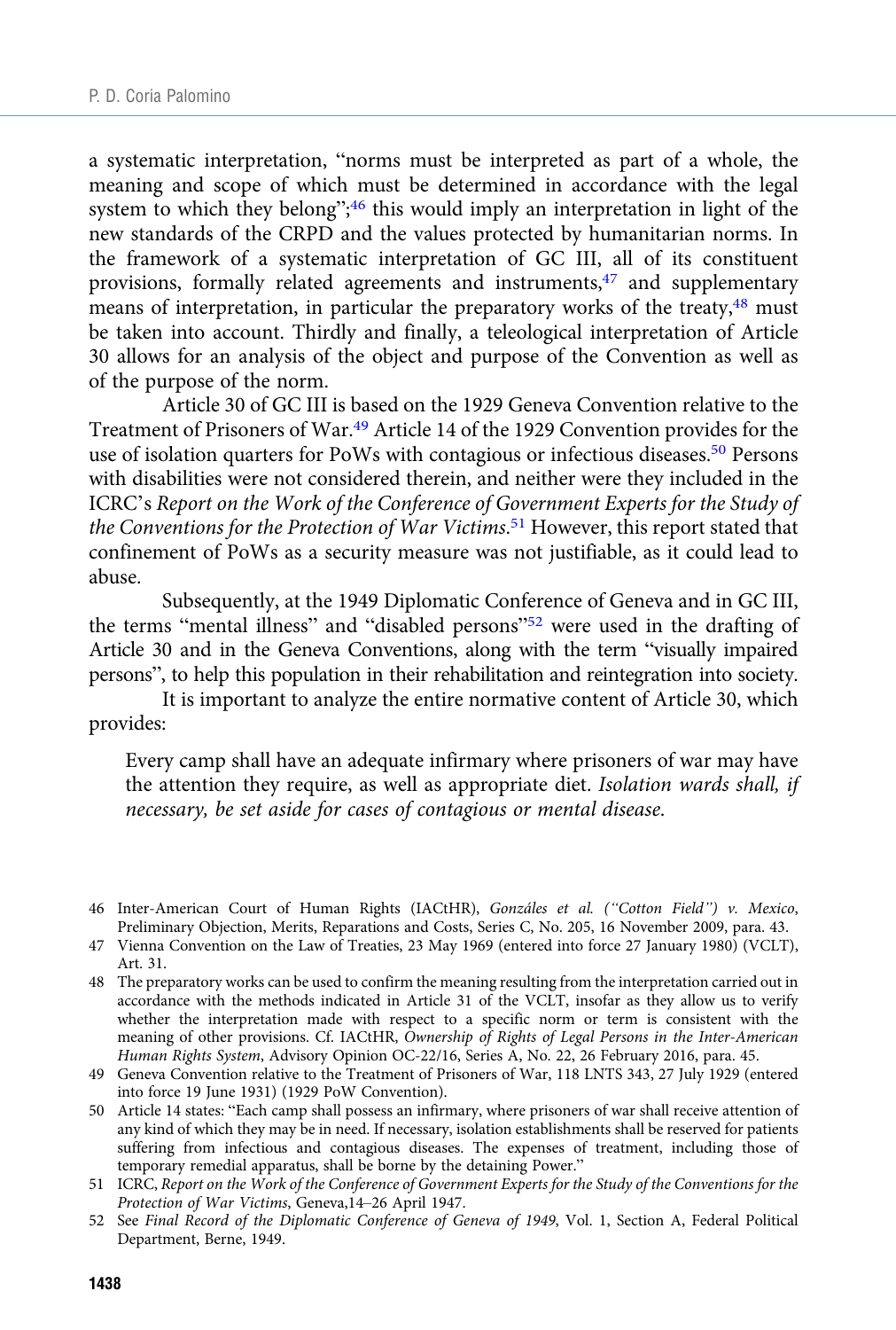a systematic interpretation, "norms must be interpreted as part of a whole, the meaning and scope of which must be determined in accordance with the legal system to which they belong";[46] this would imply an interpretation in light of the new standards of the CRPD and the values protected by humanitarian norms. In the framework of a systematic interpretation of GC III, all of its constituent provisions, formally related agreements and instruments,[47] and supplementary means of interpretation, in particular the preparatory works of the treaty,[48] must be taken into account. Thirdly and finally, a teleological interpretation of Article 30 allows for an analysis of the object and purpose of the Convention as well as of the purpose of the norm.

Article 30 of GC III is based on the 1929 Geneva Convention relative to the Treatment of Prisoners of War.[49] Article 14 of the 1929 Convention provides for the use of isolation quarters for PoWs with contagious or infectious diseases.[50] Persons with disabilities were not considered therein, and neither were they included in the ICRC's *Report on the Work of the Conference of Government Experts for the Study of the Conventions for the Protection of War Victims*.[51] However, this report stated that confinement of PoWs as a security measure was not justifiable, as it could lead to abuse.

Subsequently, at the 1949 Diplomatic Conference of Geneva and in GC III, the terms "mental illness" and "disabled persons"[52] were used in the drafting of Article 30 and in the Geneva Conventions, along with the term "visually impaired persons", to help this population in their rehabilitation and reintegration into society.

It is important to analyze the entire normative content of Article 30, which provides:

> Every camp shall have an adequate infirmary where prisoners of war may have the attention they require, as well as appropriate diet. *Isolation wards shall, if necessary, be set aside for cases of contagious or mental disease.*

---

46 Inter-American Court of Human Rights (IACtHR), *Gonzáles et al. ("Cotton Field") v. Mexico*, Preliminary Objection, Merits, Reparations and Costs, Series C, No. 205, 16 November 2009, para. 43.

47 Vienna Convention on the Law of Treaties, 23 May 1969 (entered into force 27 January 1980) (VCLT), Art. 31.

48 The preparatory works can be used to confirm the meaning resulting from the interpretation carried out in accordance with the methods indicated in Article 31 of the VCLT, insofar as they allow us to verify whether the interpretation made with respect to a specific norm or term is consistent with the meaning of other provisions. Cf. IACtHR, *Ownership of Rights of Legal Persons in the Inter-American Human Rights System*, Advisory Opinion OC-22/16, Series A, No. 22, 26 February 2016, para. 45.

49 Geneva Convention relative to the Treatment of Prisoners of War, 118 LNTS 343, 27 July 1929 (entered into force 19 June 1931) (1929 PoW Convention).

50 Article 14 states: "Each camp shall possess an infirmary, where prisoners of war shall receive attention of any kind of which they may be in need. If necessary, isolation establishments shall be reserved for patients suffering from infectious and contagious diseases. The expenses of treatment, including those of temporary remedial apparatus, shall be borne by the detaining Power."

51 ICRC, *Report on the Work of the Conference of Government Experts for the Study of the Conventions for the Protection of War Victims*, Geneva,14–26 April 1947.

52 See *Final Record of the Diplomatic Conference of Geneva of 1949*, Vol. 1, Section A, Federal Political Department, Berne, 1949.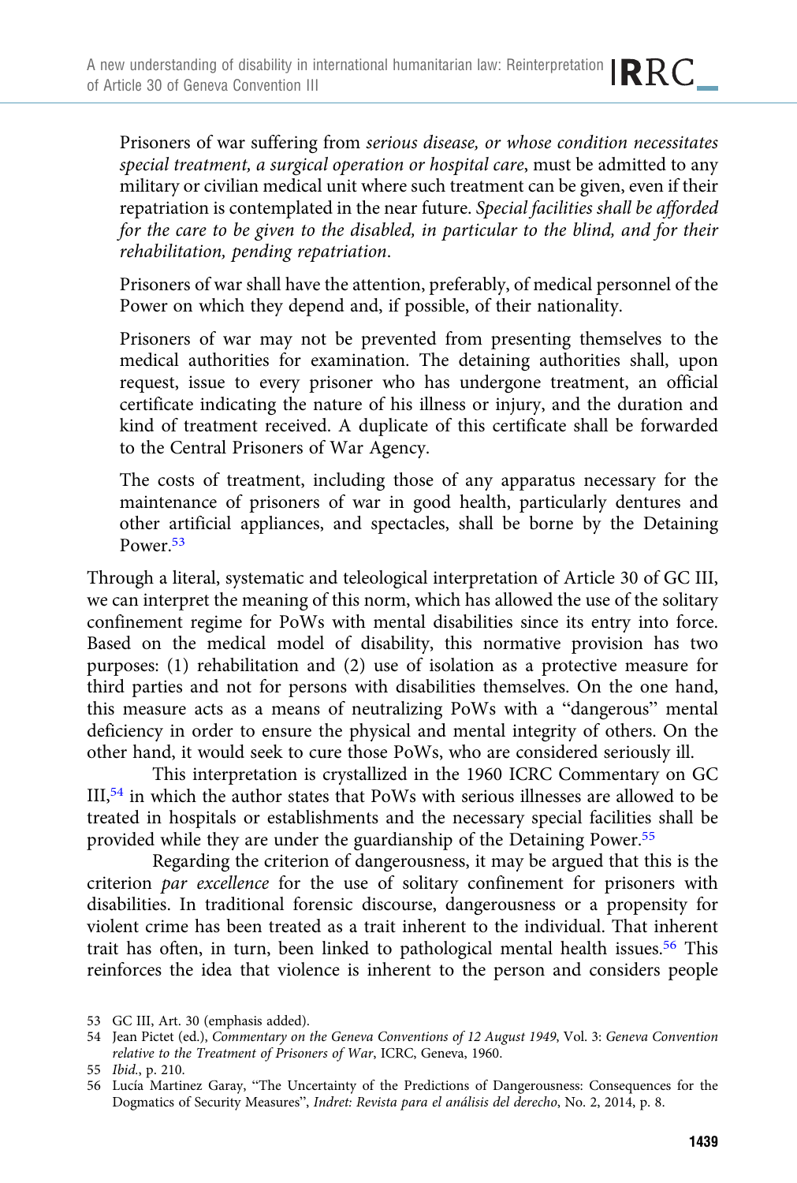> Prisoners of war suffering from *serious disease, or whose condition necessitates special treatment, a surgical operation or hospital care*, must be admitted to any military or civilian medical unit where such treatment can be given, even if their repatriation is contemplated in the near future. *Special facilities shall be afforded for the care to be given to the disabled, in particular to the blind, and for their rehabilitation, pending repatriation*.
>
> Prisoners of war shall have the attention, preferably, of medical personnel of the Power on which they depend and, if possible, of their nationality.
>
> Prisoners of war may not be prevented from presenting themselves to the medical authorities for examination. The detaining authorities shall, upon request, issue to every prisoner who has undergone treatment, an official certificate indicating the nature of his illness or injury, and the duration and kind of treatment received. A duplicate of this certificate shall be forwarded to the Central Prisoners of War Agency.
>
> The costs of treatment, including those of any apparatus necessary for the maintenance of prisoners of war in good health, particularly dentures and other artificial appliances, and spectacles, shall be borne by the Detaining Power.[53]

Through a literal, systematic and teleological interpretation of Article 30 of GC III, we can interpret the meaning of this norm, which has allowed the use of the solitary confinement regime for PoWs with mental disabilities since its entry into force. Based on the medical model of disability, this normative provision has two purposes: (1) rehabilitation and (2) use of isolation as a protective measure for third parties and not for persons with disabilities themselves. On the one hand, this measure acts as a means of neutralizing PoWs with a "dangerous" mental deficiency in order to ensure the physical and mental integrity of others. On the other hand, it would seek to cure those PoWs, who are considered seriously ill.

This interpretation is crystallized in the 1960 ICRC Commentary on GC III,[54] in which the author states that PoWs with serious illnesses are allowed to be treated in hospitals or establishments and the necessary special facilities shall be provided while they are under the guardianship of the Detaining Power.[55]

Regarding the criterion of dangerousness, it may be argued that this is the criterion *par excellence* for the use of solitary confinement for prisoners with disabilities. In traditional forensic discourse, dangerousness or a propensity for violent crime has been treated as a trait inherent to the individual. That inherent trait has often, in turn, been linked to pathological mental health issues.[56] This reinforces the idea that violence is inherent to the person and considers people

---

53 GC III, Art. 30 (emphasis added).

54 Jean Pictet (ed.), *Commentary on the Geneva Conventions of 12 August 1949*, Vol. 3: *Geneva Convention relative to the Treatment of Prisoners of War*, ICRC, Geneva, 1960.

55 *Ibid.*, p. 210.

56 Lucía Martinez Garay, "The Uncertainty of the Predictions of Dangerousness: Consequences for the Dogmatics of Security Measures", *Indret: Revista para el análisis del derecho*, No. 2, 2014, p. 8.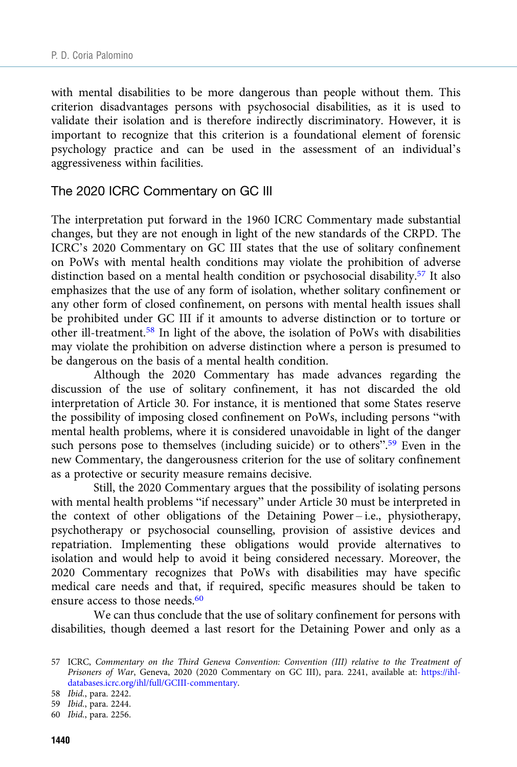with mental disabilities to be more dangerous than people without them. This criterion disadvantages persons with psychosocial disabilities, as it is used to validate their isolation and is therefore indirectly discriminatory. However, it is important to recognize that this criterion is a foundational element of forensic psychology practice and can be used in the assessment of an individual's aggressiveness within facilities.

## The 2020 ICRC Commentary on GC III

The interpretation put forward in the 1960 ICRC Commentary made substantial changes, but they are not enough in light of the new standards of the CRPD. The ICRC's 2020 Commentary on GC III states that the use of solitary confinement on PoWs with mental health conditions may violate the prohibition of adverse distinction based on a mental health condition or psychosocial disability.[57] It also emphasizes that the use of any form of isolation, whether solitary confinement or any other form of closed confinement, on persons with mental health issues shall be prohibited under GC III if it amounts to adverse distinction or to torture or other ill-treatment.[58] In light of the above, the isolation of PoWs with disabilities may violate the prohibition on adverse distinction where a person is presumed to be dangerous on the basis of a mental health condition.

Although the 2020 Commentary has made advances regarding the discussion of the use of solitary confinement, it has not discarded the old interpretation of Article 30. For instance, it is mentioned that some States reserve the possibility of imposing closed confinement on PoWs, including persons "with mental health problems, where it is considered unavoidable in light of the danger such persons pose to themselves (including suicide) or to others".[59] Even in the new Commentary, the dangerousness criterion for the use of solitary confinement as a protective or security measure remains decisive.

Still, the 2020 Commentary argues that the possibility of isolating persons with mental health problems "if necessary" under Article 30 must be interpreted in the context of other obligations of the Detaining Power – i.e., physiotherapy, psychotherapy or psychosocial counselling, provision of assistive devices and repatriation. Implementing these obligations would provide alternatives to isolation and would help to avoid it being considered necessary. Moreover, the 2020 Commentary recognizes that PoWs with disabilities may have specific medical care needs and that, if required, specific measures should be taken to ensure access to those needs.[60]

We can thus conclude that the use of solitary confinement for persons with disabilities, though deemed a last resort for the Detaining Power and only as a

57 ICRC, *Commentary on the Third Geneva Convention: Convention (III) relative to the Treatment of Prisoners of War*, Geneva, 2020 (2020 Commentary on GC III), para. 2241, available at: https://ihl-databases.icrc.org/ihl/full/GCIII-commentary.

58 *Ibid.*, para. 2242.

59 *Ibid.*, para. 2244.

60 *Ibid.*, para. 2256.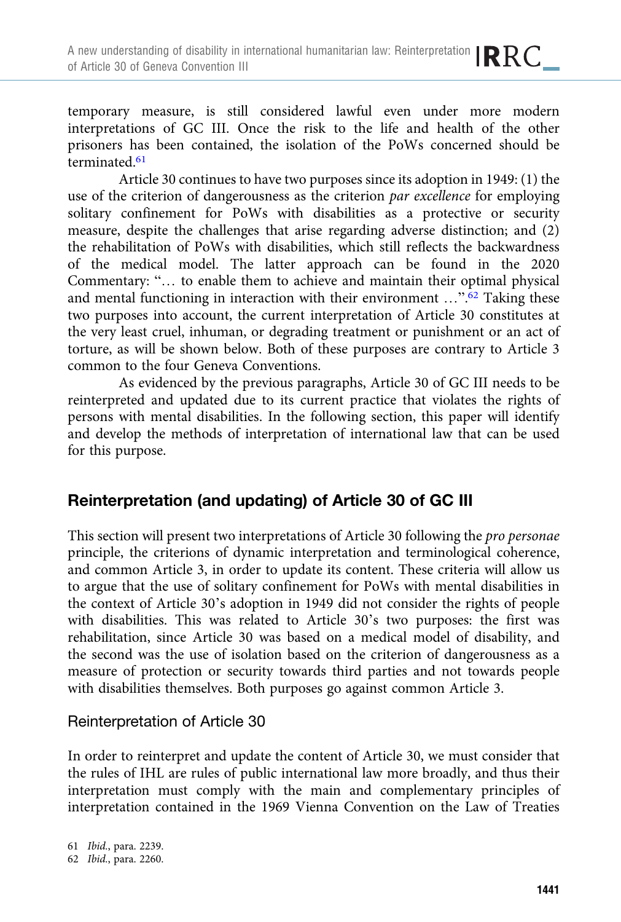temporary measure, is still considered lawful even under more modern interpretations of GC III. Once the risk to the life and health of the other prisoners has been contained, the isolation of the PoWs concerned should be terminated.[61]

Article 30 continues to have two purposes since its adoption in 1949: (1) the use of the criterion of dangerousness as the criterion *par excellence* for employing solitary confinement for PoWs with disabilities as a protective or security measure, despite the challenges that arise regarding adverse distinction; and (2) the rehabilitation of PoWs with disabilities, which still reflects the backwardness of the medical model. The latter approach can be found in the 2020 Commentary: "… to enable them to achieve and maintain their optimal physical and mental functioning in interaction with their environment …".[62] Taking these two purposes into account, the current interpretation of Article 30 constitutes at the very least cruel, inhuman, or degrading treatment or punishment or an act of torture, as will be shown below. Both of these purposes are contrary to Article 3 common to the four Geneva Conventions.

As evidenced by the previous paragraphs, Article 30 of GC III needs to be reinterpreted and updated due to its current practice that violates the rights of persons with mental disabilities. In the following section, this paper will identify and develop the methods of interpretation of international law that can be used for this purpose.

## Reinterpretation (and updating) of Article 30 of GC III

This section will present two interpretations of Article 30 following the *pro personae* principle, the criterions of dynamic interpretation and terminological coherence, and common Article 3, in order to update its content. These criteria will allow us to argue that the use of solitary confinement for PoWs with mental disabilities in the context of Article 30's adoption in 1949 did not consider the rights of people with disabilities. This was related to Article 30's two purposes: the first was rehabilitation, since Article 30 was based on a medical model of disability, and the second was the use of isolation based on the criterion of dangerousness as a measure of protection or security towards third parties and not towards people with disabilities themselves. Both purposes go against common Article 3.

### Reinterpretation of Article 30

In order to reinterpret and update the content of Article 30, we must consider that the rules of IHL are rules of public international law more broadly, and thus their interpretation must comply with the main and complementary principles of interpretation contained in the 1969 Vienna Convention on the Law of Treaties

61 *Ibid.*, para. 2239.

62 *Ibid.*, para. 2260.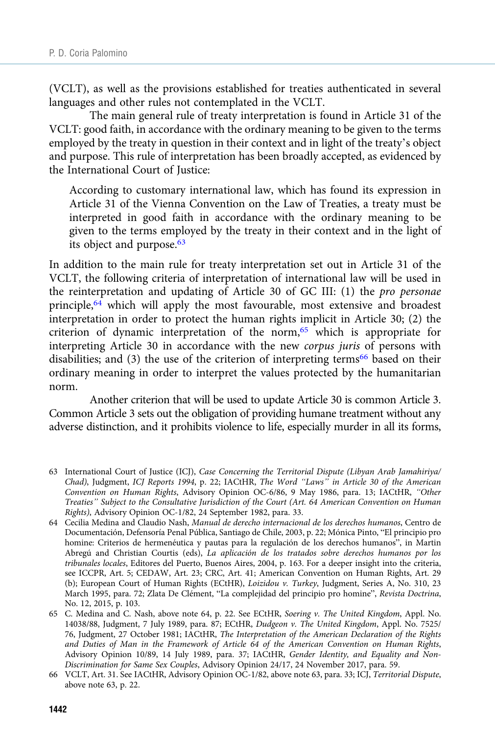(VCLT), as well as the provisions established for treaties authenticated in several languages and other rules not contemplated in the VCLT.

The main general rule of treaty interpretation is found in Article 31 of the VCLT: good faith, in accordance with the ordinary meaning to be given to the terms employed by the treaty in question in their context and in light of the treaty's object and purpose. This rule of interpretation has been broadly accepted, as evidenced by the International Court of Justice:

> According to customary international law, which has found its expression in Article 31 of the Vienna Convention on the Law of Treaties, a treaty must be interpreted in good faith in accordance with the ordinary meaning to be given to the terms employed by the treaty in their context and in the light of its object and purpose.[63]

In addition to the main rule for treaty interpretation set out in Article 31 of the VCLT, the following criteria of interpretation of international law will be used in the reinterpretation and updating of Article 30 of GC III: (1) the *pro personae* principle,[64] which will apply the most favourable, most extensive and broadest interpretation in order to protect the human rights implicit in Article 30; (2) the criterion of dynamic interpretation of the norm,[65] which is appropriate for interpreting Article 30 in accordance with the new *corpus juris* of persons with disabilities; and (3) the use of the criterion of interpreting terms[66] based on their ordinary meaning in order to interpret the values protected by the humanitarian norm.

Another criterion that will be used to update Article 30 is common Article 3. Common Article 3 sets out the obligation of providing humane treatment without any adverse distinction, and it prohibits violence to life, especially murder in all its forms,

---

63 International Court of Justice (ICJ), *Case Concerning the Territorial Dispute (Libyan Arab Jamahiriya/Chad)*, Judgment, *ICJ Reports 1994*, p. 22; IACtHR, *The Word "Laws" in Article 30 of the American Convention on Human Rights*, Advisory Opinion OC-6/86, 9 May 1986, para. 13; IACtHR, *"Other Treaties" Subject to the Consultative Jurisdiction of the Court (Art. 64 American Convention on Human Rights)*, Advisory Opinion OC-1/82, 24 September 1982, para. 33.

64 Cecilia Medina and Claudio Nash, *Manual de derecho internacional de los derechos humanos*, Centro de Documentación, Defensoría Penal Pública, Santiago de Chile, 2003, p. 22; Mónica Pinto, "El principio pro homine: Criterios de hermenéutica y pautas para la regulación de los derechos humanos", in Martin Abregú and Christian Courtis (eds), *La aplicación de los tratados sobre derechos humanos por los tribunales locales*, Editores del Puerto, Buenos Aires, 2004, p. 163. For a deeper insight into the criteria, see ICCPR, Art. 5; CEDAW, Art. 23; CRC, Art. 41; American Convention on Human Rights, Art. 29 (b); European Court of Human Rights (ECtHR), *Loizidou v. Turkey*, Judgment, Series A, No. 310, 23 March 1995, para. 72; Zlata De Clément, "La complejidad del principio pro homine", *Revista Doctrina*, No. 12, 2015, p. 103.

65 C. Medina and C. Nash, above note 64, p. 22. See ECtHR, *Soering v. The United Kingdom*, Appl. No. 14038/88, Judgment, 7 July 1989, para. 87; ECtHR, *Dudgeon v. The United Kingdom*, Appl. No. 7525/76, Judgment, 27 October 1981; IACtHR, *The Interpretation of the American Declaration of the Rights and Duties of Man in the Framework of Article 64 of the American Convention on Human Rights*, Advisory Opinion 10/89, 14 July 1989, para. 37; IACtHR, *Gender Identity, and Equality and Non-Discrimination for Same Sex Couples*, Advisory Opinion 24/17, 24 November 2017, para. 59.

66 VCLT, Art. 31. See IACtHR, Advisory Opinion OC-1/82, above note 63, para. 33; ICJ, *Territorial Dispute*, above note 63, p. 22.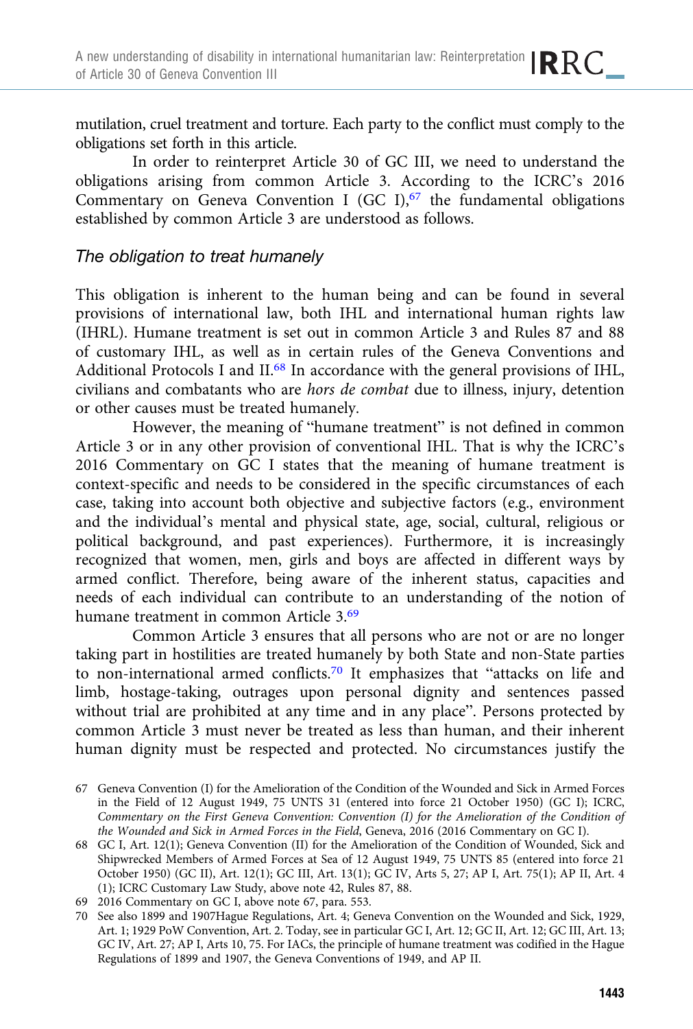mutilation, cruel treatment and torture. Each party to the conflict must comply to the obligations set forth in this article.

In order to reinterpret Article 30 of GC III, we need to understand the obligations arising from common Article 3. According to the ICRC's 2016 Commentary on Geneva Convention I (GC I),[67] the fundamental obligations established by common Article 3 are understood as follows.

### *The obligation to treat humanely*

This obligation is inherent to the human being and can be found in several provisions of international law, both IHL and international human rights law (IHRL). Humane treatment is set out in common Article 3 and Rules 87 and 88 of customary IHL, as well as in certain rules of the Geneva Conventions and Additional Protocols I and II.[68] In accordance with the general provisions of IHL, civilians and combatants who are *hors de combat* due to illness, injury, detention or other causes must be treated humanely.

However, the meaning of "humane treatment" is not defined in common Article 3 or in any other provision of conventional IHL. That is why the ICRC's 2016 Commentary on GC I states that the meaning of humane treatment is context-specific and needs to be considered in the specific circumstances of each case, taking into account both objective and subjective factors (e.g., environment and the individual's mental and physical state, age, social, cultural, religious or political background, and past experiences). Furthermore, it is increasingly recognized that women, men, girls and boys are affected in different ways by armed conflict. Therefore, being aware of the inherent status, capacities and needs of each individual can contribute to an understanding of the notion of humane treatment in common Article 3.[69]

Common Article 3 ensures that all persons who are not or are no longer taking part in hostilities are treated humanely by both State and non-State parties to non-international armed conflicts.[70] It emphasizes that "attacks on life and limb, hostage-taking, outrages upon personal dignity and sentences passed without trial are prohibited at any time and in any place". Persons protected by common Article 3 must never be treated as less than human, and their inherent human dignity must be respected and protected. No circumstances justify the

67 Geneva Convention (I) for the Amelioration of the Condition of the Wounded and Sick in Armed Forces in the Field of 12 August 1949, 75 UNTS 31 (entered into force 21 October 1950) (GC I); ICRC, *Commentary on the First Geneva Convention: Convention (I) for the Amelioration of the Condition of the Wounded and Sick in Armed Forces in the Field*, Geneva, 2016 (2016 Commentary on GC I).

68 GC I, Art. 12(1); Geneva Convention (II) for the Amelioration of the Condition of Wounded, Sick and Shipwrecked Members of Armed Forces at Sea of 12 August 1949, 75 UNTS 85 (entered into force 21 October 1950) (GC II), Art. 12(1); GC III, Art. 13(1); GC IV, Arts 5, 27; AP I, Art. 75(1); AP II, Art. 4 (1); ICRC Customary Law Study, above note 42, Rules 87, 88.

69 2016 Commentary on GC I, above note 67, para. 553.

70 See also 1899 and 1907Hague Regulations, Art. 4; Geneva Convention on the Wounded and Sick, 1929, Art. 1; 1929 PoW Convention, Art. 2. Today, see in particular GC I, Art. 12; GC II, Art. 12; GC III, Art. 13; GC IV, Art. 27; AP I, Arts 10, 75. For IACs, the principle of humane treatment was codified in the Hague Regulations of 1899 and 1907, the Geneva Conventions of 1949, and AP II.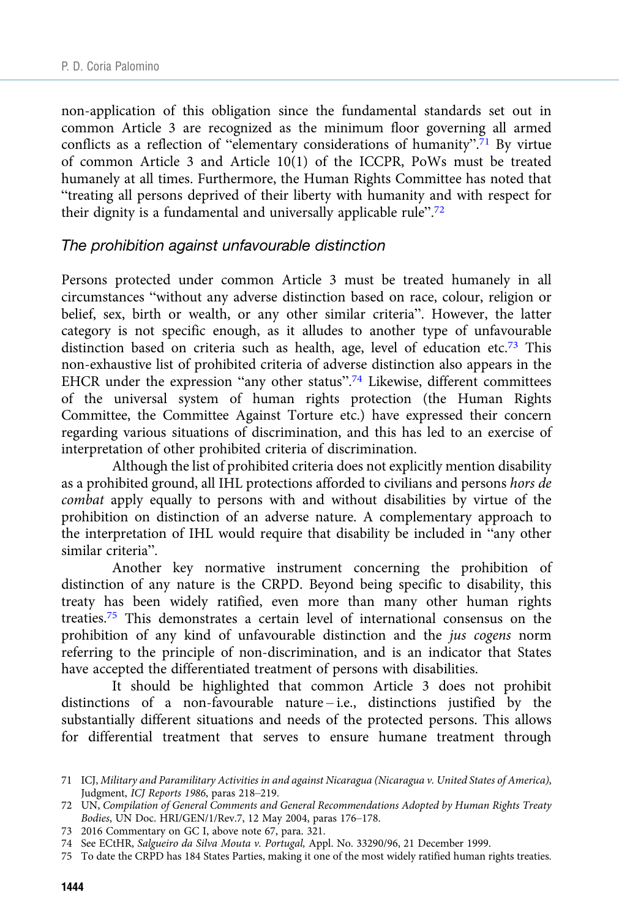non-application of this obligation since the fundamental standards set out in common Article 3 are recognized as the minimum floor governing all armed conflicts as a reflection of "elementary considerations of humanity".[71] By virtue of common Article 3 and Article 10(1) of the ICCPR, PoWs must be treated humanely at all times. Furthermore, the Human Rights Committee has noted that "treating all persons deprived of their liberty with humanity and with respect for their dignity is a fundamental and universally applicable rule".[72]

### *The prohibition against unfavourable distinction*

Persons protected under common Article 3 must be treated humanely in all circumstances "without any adverse distinction based on race, colour, religion or belief, sex, birth or wealth, or any other similar criteria". However, the latter category is not specific enough, as it alludes to another type of unfavourable distinction based on criteria such as health, age, level of education etc.[73] This non-exhaustive list of prohibited criteria of adverse distinction also appears in the EHCR under the expression "any other status".[74] Likewise, different committees of the universal system of human rights protection (the Human Rights Committee, the Committee Against Torture etc.) have expressed their concern regarding various situations of discrimination, and this has led to an exercise of interpretation of other prohibited criteria of discrimination.

Although the list of prohibited criteria does not explicitly mention disability as a prohibited ground, all IHL protections afforded to civilians and persons *hors de combat* apply equally to persons with and without disabilities by virtue of the prohibition on distinction of an adverse nature. A complementary approach to the interpretation of IHL would require that disability be included in "any other similar criteria".

Another key normative instrument concerning the prohibition of distinction of any nature is the CRPD. Beyond being specific to disability, this treaty has been widely ratified, even more than many other human rights treaties.[75] This demonstrates a certain level of international consensus on the prohibition of any kind of unfavourable distinction and the *jus cogens* norm referring to the principle of non-discrimination, and is an indicator that States have accepted the differentiated treatment of persons with disabilities.

It should be highlighted that common Article 3 does not prohibit distinctions of a non-favourable nature – i.e., distinctions justified by the substantially different situations and needs of the protected persons. This allows for differential treatment that serves to ensure humane treatment through

---

71 ICJ, *Military and Paramilitary Activities in and against Nicaragua (Nicaragua v. United States of America)*, Judgment, *ICJ Reports 1986*, paras 218–219.

72 UN, *Compilation of General Comments and General Recommendations Adopted by Human Rights Treaty Bodies*, UN Doc. HRI/GEN/1/Rev.7, 12 May 2004, paras 176–178.

73 2016 Commentary on GC I, above note 67, para. 321.

74 See ECtHR, *Salgueiro da Silva Mouta v. Portugal,* Appl. No. 33290/96, 21 December 1999.

75 To date the CRPD has 184 States Parties, making it one of the most widely ratified human rights treaties.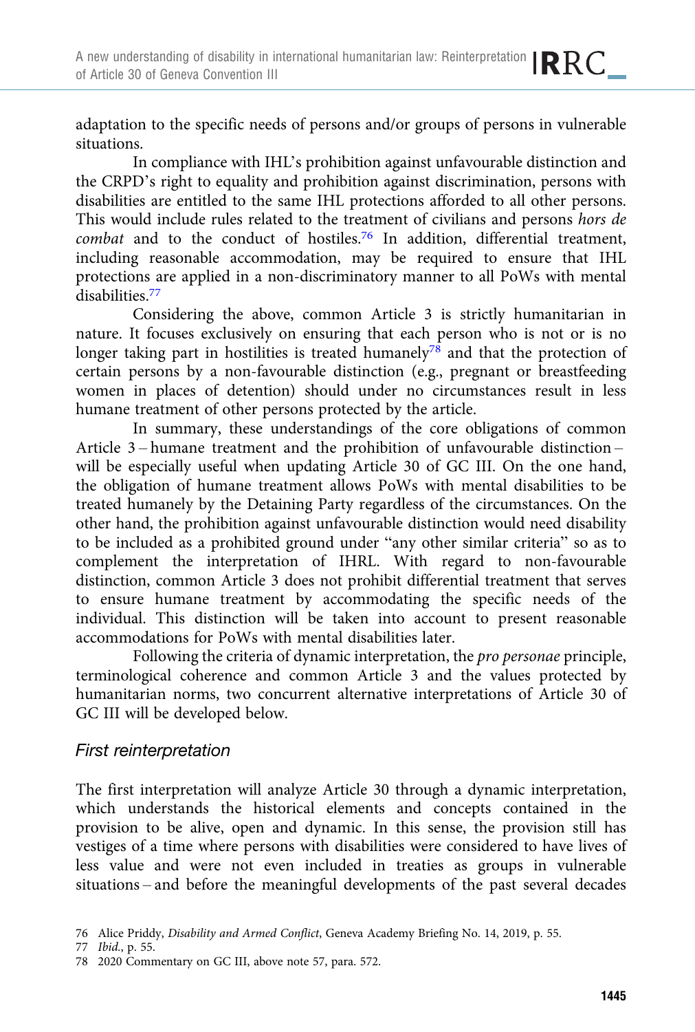adaptation to the specific needs of persons and/or groups of persons in vulnerable situations.

In compliance with IHL's prohibition against unfavourable distinction and the CRPD's right to equality and prohibition against discrimination, persons with disabilities are entitled to the same IHL protections afforded to all other persons. This would include rules related to the treatment of civilians and persons *hors de combat* and to the conduct of hostiles.[76] In addition, differential treatment, including reasonable accommodation, may be required to ensure that IHL protections are applied in a non-discriminatory manner to all PoWs with mental disabilities.[77]

Considering the above, common Article 3 is strictly humanitarian in nature. It focuses exclusively on ensuring that each person who is not or is no longer taking part in hostilities is treated humanely[78] and that the protection of certain persons by a non-favourable distinction (e.g., pregnant or breastfeeding women in places of detention) should under no circumstances result in less humane treatment of other persons protected by the article.

In summary, these understandings of the core obligations of common Article 3 – humane treatment and the prohibition of unfavourable distinction – will be especially useful when updating Article 30 of GC III. On the one hand, the obligation of humane treatment allows PoWs with mental disabilities to be treated humanely by the Detaining Party regardless of the circumstances. On the other hand, the prohibition against unfavourable distinction would need disability to be included as a prohibited ground under "any other similar criteria" so as to complement the interpretation of IHRL. With regard to non-favourable distinction, common Article 3 does not prohibit differential treatment that serves to ensure humane treatment by accommodating the specific needs of the individual. This distinction will be taken into account to present reasonable accommodations for PoWs with mental disabilities later.

Following the criteria of dynamic interpretation, the *pro personae* principle, terminological coherence and common Article 3 and the values protected by humanitarian norms, two concurrent alternative interpretations of Article 30 of GC III will be developed below.

### First reinterpretation

The first interpretation will analyze Article 30 through a dynamic interpretation, which understands the historical elements and concepts contained in the provision to be alive, open and dynamic. In this sense, the provision still has vestiges of a time where persons with disabilities were considered to have lives of less value and were not even included in treaties as groups in vulnerable situations – and before the meaningful developments of the past several decades

76 Alice Priddy, *Disability and Armed Conflict*, Geneva Academy Briefing No. 14, 2019, p. 55.

77 *Ibid.*, p. 55.

78 2020 Commentary on GC III, above note 57, para. 572.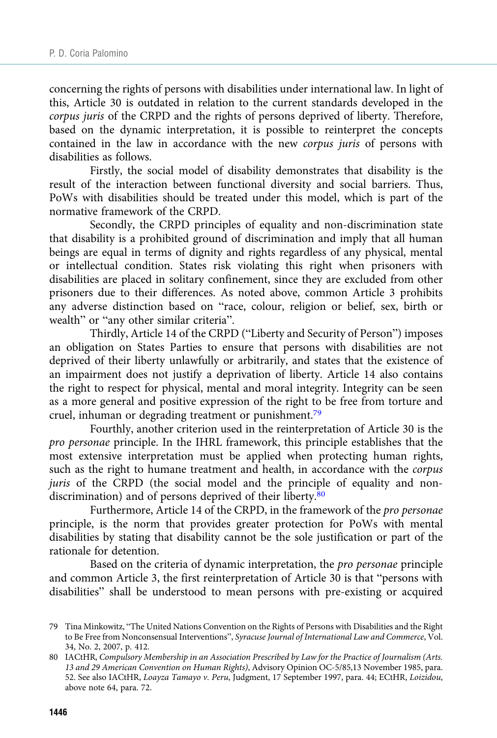concerning the rights of persons with disabilities under international law. In light of this, Article 30 is outdated in relation to the current standards developed in the *corpus juris* of the CRPD and the rights of persons deprived of liberty. Therefore, based on the dynamic interpretation, it is possible to reinterpret the concepts contained in the law in accordance with the new *corpus juris* of persons with disabilities as follows.

Firstly, the social model of disability demonstrates that disability is the result of the interaction between functional diversity and social barriers. Thus, PoWs with disabilities should be treated under this model, which is part of the normative framework of the CRPD.

Secondly, the CRPD principles of equality and non-discrimination state that disability is a prohibited ground of discrimination and imply that all human beings are equal in terms of dignity and rights regardless of any physical, mental or intellectual condition. States risk violating this right when prisoners with disabilities are placed in solitary confinement, since they are excluded from other prisoners due to their differences. As noted above, common Article 3 prohibits any adverse distinction based on "race, colour, religion or belief, sex, birth or wealth" or "any other similar criteria".

Thirdly, Article 14 of the CRPD ("Liberty and Security of Person") imposes an obligation on States Parties to ensure that persons with disabilities are not deprived of their liberty unlawfully or arbitrarily, and states that the existence of an impairment does not justify a deprivation of liberty. Article 14 also contains the right to respect for physical, mental and moral integrity. Integrity can be seen as a more general and positive expression of the right to be free from torture and cruel, inhuman or degrading treatment or punishment.[79]

Fourthly, another criterion used in the reinterpretation of Article 30 is the *pro personae* principle. In the IHRL framework, this principle establishes that the most extensive interpretation must be applied when protecting human rights, such as the right to humane treatment and health, in accordance with the *corpus juris* of the CRPD (the social model and the principle of equality and non-discrimination) and of persons deprived of their liberty.[80]

Furthermore, Article 14 of the CRPD, in the framework of the *pro personae* principle, is the norm that provides greater protection for PoWs with mental disabilities by stating that disability cannot be the sole justification or part of the rationale for detention.

Based on the criteria of dynamic interpretation, the *pro personae* principle and common Article 3, the first reinterpretation of Article 30 is that "persons with disabilities" shall be understood to mean persons with pre-existing or acquired

79 Tina Minkowitz, "The United Nations Convention on the Rights of Persons with Disabilities and the Right to Be Free from Nonconsensual Interventions", *Syracuse Journal of International Law and Commerce*, Vol. 34, No. 2, 2007, p. 412.

80 IACtHR, *Compulsory Membership in an Association Prescribed by Law for the Practice of Journalism (Arts. 13 and 29 American Convention on Human Rights)*, Advisory Opinion OC-5/85,13 November 1985, para. 52. See also IACtHR, *Loayza Tamayo v. Peru*, Judgment, 17 September 1997, para. 44; ECtHR, *Loizidou*, above note 64, para. 72.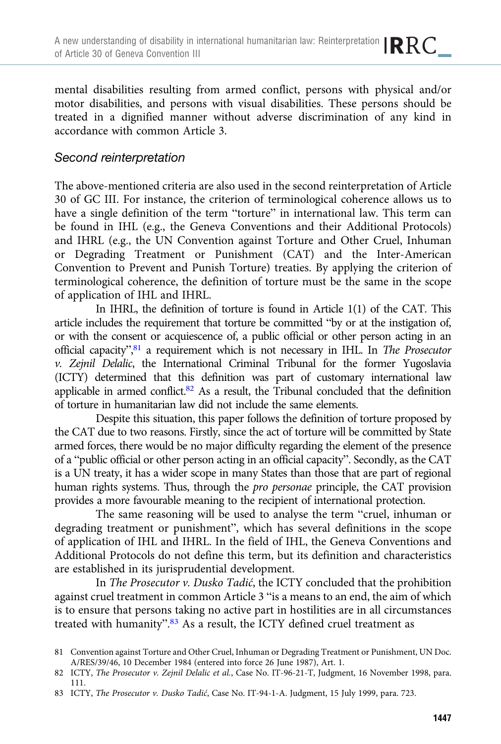mental disabilities resulting from armed conflict, persons with physical and/or motor disabilities, and persons with visual disabilities. These persons should be treated in a dignified manner without adverse discrimination of any kind in accordance with common Article 3.

### Second reinterpretation

The above-mentioned criteria are also used in the second reinterpretation of Article 30 of GC III. For instance, the criterion of terminological coherence allows us to have a single definition of the term "torture" in international law. This term can be found in IHL (e.g., the Geneva Conventions and their Additional Protocols) and IHRL (e.g., the UN Convention against Torture and Other Cruel, Inhuman or Degrading Treatment or Punishment (CAT) and the Inter-American Convention to Prevent and Punish Torture) treaties. By applying the criterion of terminological coherence, the definition of torture must be the same in the scope of application of IHL and IHRL.

In IHRL, the definition of torture is found in Article 1(1) of the CAT. This article includes the requirement that torture be committed "by or at the instigation of, or with the consent or acquiescence of, a public official or other person acting in an official capacity",[81] a requirement which is not necessary in IHL. In *The Prosecutor v. Zejnil Delalic*, the International Criminal Tribunal for the former Yugoslavia (ICTY) determined that this definition was part of customary international law applicable in armed conflict.[82] As a result, the Tribunal concluded that the definition of torture in humanitarian law did not include the same elements.

Despite this situation, this paper follows the definition of torture proposed by the CAT due to two reasons. Firstly, since the act of torture will be committed by State armed forces, there would be no major difficulty regarding the element of the presence of a "public official or other person acting in an official capacity". Secondly, as the CAT is a UN treaty, it has a wider scope in many States than those that are part of regional human rights systems. Thus, through the *pro personae* principle, the CAT provision provides a more favourable meaning to the recipient of international protection.

The same reasoning will be used to analyse the term "cruel, inhuman or degrading treatment or punishment", which has several definitions in the scope of application of IHL and IHRL. In the field of IHL, the Geneva Conventions and Additional Protocols do not define this term, but its definition and characteristics are established in its jurisprudential development.

In *The Prosecutor v. Dusko Tadić*, the ICTY concluded that the prohibition against cruel treatment in common Article 3 "is a means to an end, the aim of which is to ensure that persons taking no active part in hostilities are in all circumstances treated with humanity".[83] As a result, the ICTY defined cruel treatment as

81 Convention against Torture and Other Cruel, Inhuman or Degrading Treatment or Punishment, UN Doc. A/RES/39/46, 10 December 1984 (entered into force 26 June 1987), Art. 1.

82 ICTY, *The Prosecutor v. Zejnil Delalic et al.*, Case No. IT-96-21-T, Judgment, 16 November 1998, para. 111.

83 ICTY, *The Prosecutor v. Dusko Tadić*, Case No. IT-94-1-A. Judgment, 15 July 1999, para. 723.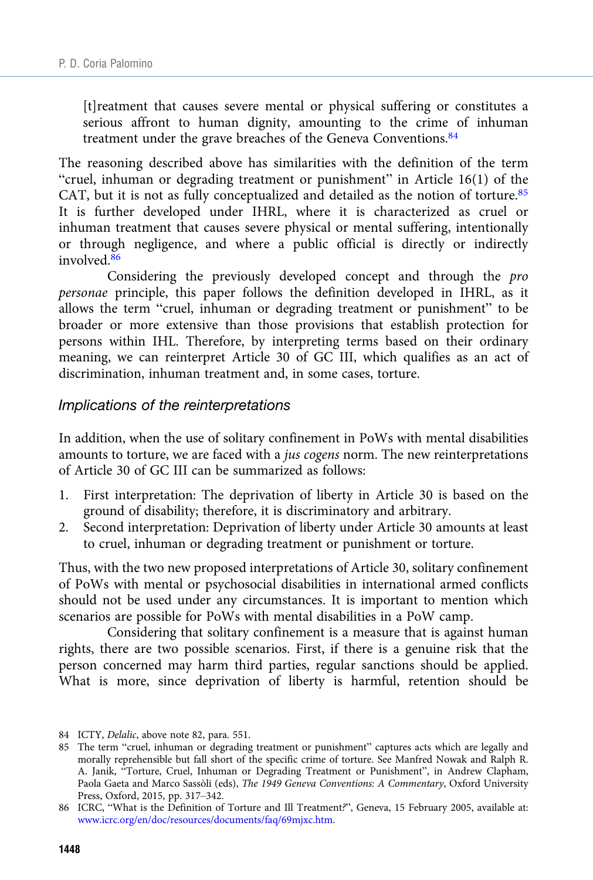> [t]reatment that causes severe mental or physical suffering or constitutes a serious affront to human dignity, amounting to the crime of inhuman treatment under the grave breaches of the Geneva Conventions.[84]

The reasoning described above has similarities with the definition of the term "cruel, inhuman or degrading treatment or punishment" in Article 16(1) of the CAT, but it is not as fully conceptualized and detailed as the notion of torture.[85] It is further developed under IHRL, where it is characterized as cruel or inhuman treatment that causes severe physical or mental suffering, intentionally or through negligence, and where a public official is directly or indirectly involved.[86]

Considering the previously developed concept and through the *pro personae* principle, this paper follows the definition developed in IHRL, as it allows the term "cruel, inhuman or degrading treatment or punishment" to be broader or more extensive than those provisions that establish protection for persons within IHL. Therefore, by interpreting terms based on their ordinary meaning, we can reinterpret Article 30 of GC III, which qualifies as an act of discrimination, inhuman treatment and, in some cases, torture.

### Implications of the reinterpretations

In addition, when the use of solitary confinement in PoWs with mental disabilities amounts to torture, we are faced with a *jus cogens* norm. The new reinterpretations of Article 30 of GC III can be summarized as follows:

1. First interpretation: The deprivation of liberty in Article 30 is based on the ground of disability; therefore, it is discriminatory and arbitrary.
2. Second interpretation: Deprivation of liberty under Article 30 amounts at least to cruel, inhuman or degrading treatment or punishment or torture.

Thus, with the two new proposed interpretations of Article 30, solitary confinement of PoWs with mental or psychosocial disabilities in international armed conflicts should not be used under any circumstances. It is important to mention which scenarios are possible for PoWs with mental disabilities in a PoW camp.

Considering that solitary confinement is a measure that is against human rights, there are two possible scenarios. First, if there is a genuine risk that the person concerned may harm third parties, regular sanctions should be applied. What is more, since deprivation of liberty is harmful, retention should be

---

84 ICTY, *Delalic*, above note 82, para. 551.

85 The term "cruel, inhuman or degrading treatment or punishment" captures acts which are legally and morally reprehensible but fall short of the specific crime of torture. See Manfred Nowak and Ralph R. A. Janik, "Torture, Cruel, Inhuman or Degrading Treatment or Punishment", in Andrew Clapham, Paola Gaeta and Marco Sassòli (eds), *The 1949 Geneva Conventions: A Commentary*, Oxford University Press, Oxford, 2015, pp. 317–342.

86 ICRC, "What is the Definition of Torture and Ill Treatment?", Geneva, 15 February 2005, available at: www.icrc.org/en/doc/resources/documents/faq/69mjxc.htm.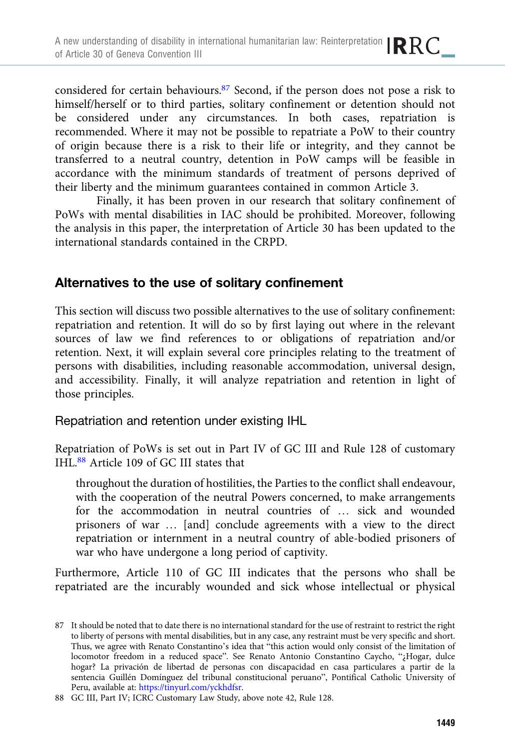considered for certain behaviours.[87] Second, if the person does not pose a risk to himself/herself or to third parties, solitary confinement or detention should not be considered under any circumstances. In both cases, repatriation is recommended. Where it may not be possible to repatriate a PoW to their country of origin because there is a risk to their life or integrity, and they cannot be transferred to a neutral country, detention in PoW camps will be feasible in accordance with the minimum standards of treatment of persons deprived of their liberty and the minimum guarantees contained in common Article 3.

Finally, it has been proven in our research that solitary confinement of PoWs with mental disabilities in IAC should be prohibited. Moreover, following the analysis in this paper, the interpretation of Article 30 has been updated to the international standards contained in the CRPD.

## Alternatives to the use of solitary confinement

This section will discuss two possible alternatives to the use of solitary confinement: repatriation and retention. It will do so by first laying out where in the relevant sources of law we find references to or obligations of repatriation and/or retention. Next, it will explain several core principles relating to the treatment of persons with disabilities, including reasonable accommodation, universal design, and accessibility. Finally, it will analyze repatriation and retention in light of those principles.

### Repatriation and retention under existing IHL

Repatriation of PoWs is set out in Part IV of GC III and Rule 128 of customary IHL.[88] Article 109 of GC III states that

> throughout the duration of hostilities, the Parties to the conflict shall endeavour, with the cooperation of the neutral Powers concerned, to make arrangements for the accommodation in neutral countries of … sick and wounded prisoners of war … [and] conclude agreements with a view to the direct repatriation or internment in a neutral country of able-bodied prisoners of war who have undergone a long period of captivity.

Furthermore, Article 110 of GC III indicates that the persons who shall be repatriated are the incurably wounded and sick whose intellectual or physical

87 It should be noted that to date there is no international standard for the use of restraint to restrict the right to liberty of persons with mental disabilities, but in any case, any restraint must be very specific and short. Thus, we agree with Renato Constantino's idea that "this action would only consist of the limitation of locomotor freedom in a reduced space". See Renato Antonio Constantino Caycho, "¿Hogar, dulce hogar? La privación de libertad de personas con discapacidad en casa particulares a partir de la sentencia Guillén Domínguez del tribunal constitucional peruano", Pontifical Catholic University of Peru, available at: https://tinyurl.com/yckhdfsr.

88 GC III, Part IV; ICRC Customary Law Study, above note 42, Rule 128.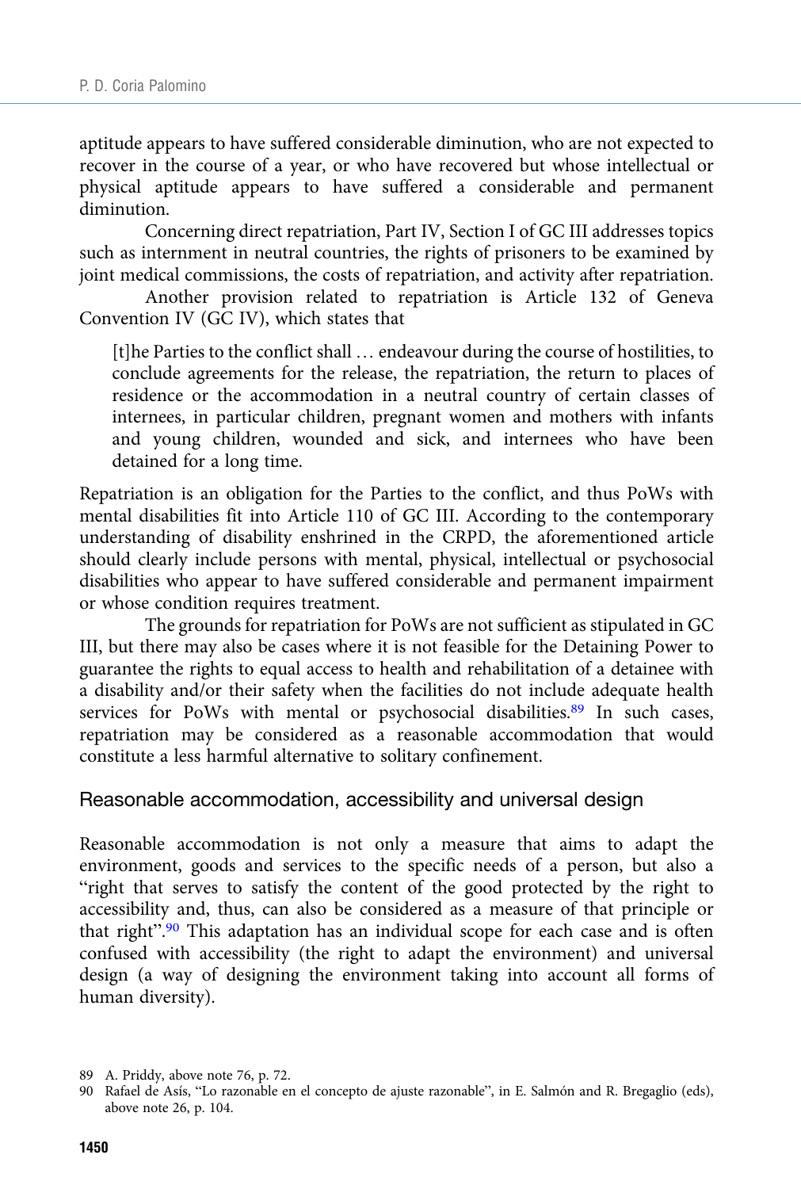aptitude appears to have suffered considerable diminution, who are not expected to recover in the course of a year, or who have recovered but whose intellectual or physical aptitude appears to have suffered a considerable and permanent diminution.

Concerning direct repatriation, Part IV, Section I of GC III addresses topics such as internment in neutral countries, the rights of prisoners to be examined by joint medical commissions, the costs of repatriation, and activity after repatriation.

Another provision related to repatriation is Article 132 of Geneva Convention IV (GC IV), which states that

> [t]he Parties to the conflict shall … endeavour during the course of hostilities, to conclude agreements for the release, the repatriation, the return to places of residence or the accommodation in a neutral country of certain classes of internees, in particular children, pregnant women and mothers with infants and young children, wounded and sick, and internees who have been detained for a long time.

Repatriation is an obligation for the Parties to the conflict, and thus PoWs with mental disabilities fit into Article 110 of GC III. According to the contemporary understanding of disability enshrined in the CRPD, the aforementioned article should clearly include persons with mental, physical, intellectual or psychosocial disabilities who appear to have suffered considerable and permanent impairment or whose condition requires treatment.

The grounds for repatriation for PoWs are not sufficient as stipulated in GC III, but there may also be cases where it is not feasible for the Detaining Power to guarantee the rights to equal access to health and rehabilitation of a detainee with a disability and/or their safety when the facilities do not include adequate health services for PoWs with mental or psychosocial disabilities.[89] In such cases, repatriation may be considered as a reasonable accommodation that would constitute a less harmful alternative to solitary confinement.

## Reasonable accommodation, accessibility and universal design

Reasonable accommodation is not only a measure that aims to adapt the environment, goods and services to the specific needs of a person, but also a "right that serves to satisfy the content of the good protected by the right to accessibility and, thus, can also be considered as a measure of that principle or that right".[90] This adaptation has an individual scope for each case and is often confused with accessibility (the right to adapt the environment) and universal design (a way of designing the environment taking into account all forms of human diversity).

89 A. Priddy, above note 76, p. 72.

90 Rafael de Asís, "Lo razonable en el concepto de ajuste razonable", in E. Salmón and R. Bregaglio (eds), above note 26, p. 104.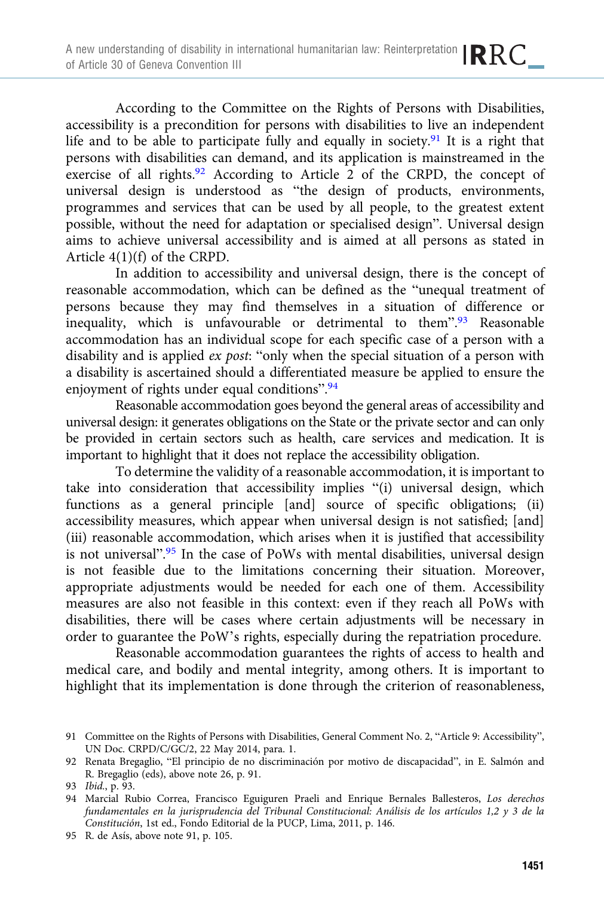According to the Committee on the Rights of Persons with Disabilities, accessibility is a precondition for persons with disabilities to live an independent life and to be able to participate fully and equally in society.[91] It is a right that persons with disabilities can demand, and its application is mainstreamed in the exercise of all rights.[92] According to Article 2 of the CRPD, the concept of universal design is understood as "the design of products, environments, programmes and services that can be used by all people, to the greatest extent possible, without the need for adaptation or specialised design". Universal design aims to achieve universal accessibility and is aimed at all persons as stated in Article 4(1)(f) of the CRPD.

In addition to accessibility and universal design, there is the concept of reasonable accommodation, which can be defined as the "unequal treatment of persons because they may find themselves in a situation of difference or inequality, which is unfavourable or detrimental to them".[93] Reasonable accommodation has an individual scope for each specific case of a person with a disability and is applied *ex post*: "only when the special situation of a person with a disability is ascertained should a differentiated measure be applied to ensure the enjoyment of rights under equal conditions".[94]

Reasonable accommodation goes beyond the general areas of accessibility and universal design: it generates obligations on the State or the private sector and can only be provided in certain sectors such as health, care services and medication. It is important to highlight that it does not replace the accessibility obligation.

To determine the validity of a reasonable accommodation, it is important to take into consideration that accessibility implies "(i) universal design, which functions as a general principle [and] source of specific obligations; (ii) accessibility measures, which appear when universal design is not satisfied; [and] (iii) reasonable accommodation, which arises when it is justified that accessibility is not universal".[95] In the case of PoWs with mental disabilities, universal design is not feasible due to the limitations concerning their situation. Moreover, appropriate adjustments would be needed for each one of them. Accessibility measures are also not feasible in this context: even if they reach all PoWs with disabilities, there will be cases where certain adjustments will be necessary in order to guarantee the PoW's rights, especially during the repatriation procedure.

Reasonable accommodation guarantees the rights of access to health and medical care, and bodily and mental integrity, among others. It is important to highlight that its implementation is done through the criterion of reasonableness,

91 Committee on the Rights of Persons with Disabilities, General Comment No. 2, "Article 9: Accessibility", UN Doc. CRPD/C/GC/2, 22 May 2014, para. 1.

92 Renata Bregaglio, "El principio de no discriminación por motivo de discapacidad", in E. Salmón and R. Bregaglio (eds), above note 26, p. 91.

93 *Ibid.*, p. 93.

94 Marcial Rubio Correa, Francisco Eguiguren Praeli and Enrique Bernales Ballesteros, *Los derechos fundamentales en la jurisprudencia del Tribunal Constitucional: Análisis de los artículos 1,2 y 3 de la Constitución*, 1st ed., Fondo Editorial de la PUCP, Lima, 2011, p. 146.

95 R. de Asís, above note 91, p. 105.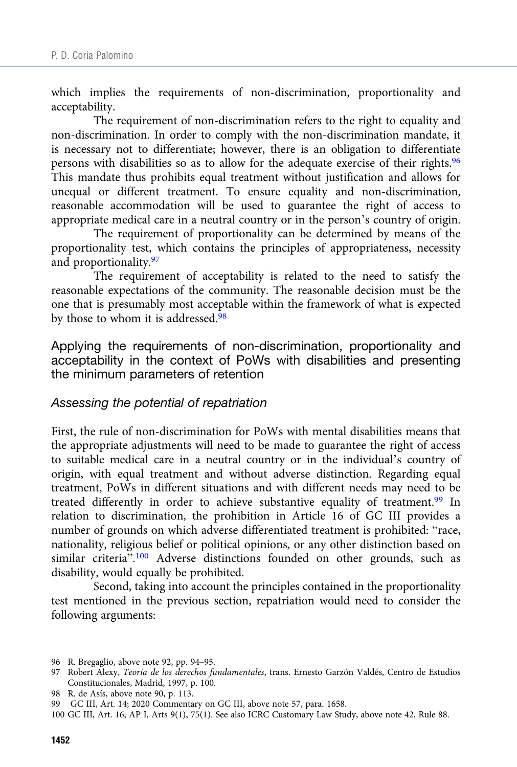which implies the requirements of non-discrimination, proportionality and acceptability.

The requirement of non-discrimination refers to the right to equality and non-discrimination. In order to comply with the non-discrimination mandate, it is necessary not to differentiate; however, there is an obligation to differentiate persons with disabilities so as to allow for the adequate exercise of their rights.[96] This mandate thus prohibits equal treatment without justification and allows for unequal or different treatment. To ensure equality and non-discrimination, reasonable accommodation will be used to guarantee the right of access to appropriate medical care in a neutral country or in the person's country of origin.

The requirement of proportionality can be determined by means of the proportionality test, which contains the principles of appropriateness, necessity and proportionality.[97]

The requirement of acceptability is related to the need to satisfy the reasonable expectations of the community. The reasonable decision must be the one that is presumably most acceptable within the framework of what is expected by those to whom it is addressed.[98]

## Applying the requirements of non-discrimination, proportionality and acceptability in the context of PoWs with disabilities and presenting the minimum parameters of retention

### *Assessing the potential of repatriation*

First, the rule of non-discrimination for PoWs with mental disabilities means that the appropriate adjustments will need to be made to guarantee the right of access to suitable medical care in a neutral country or in the individual's country of origin, with equal treatment and without adverse distinction. Regarding equal treatment, PoWs in different situations and with different needs may need to be treated differently in order to achieve substantive equality of treatment.[99] In relation to discrimination, the prohibition in Article 16 of GC III provides a number of grounds on which adverse differentiated treatment is prohibited: "race, nationality, religious belief or political opinions, or any other distinction based on similar criteria".[100] Adverse distinctions founded on other grounds, such as disability, would equally be prohibited.

Second, taking into account the principles contained in the proportionality test mentioned in the previous section, repatriation would need to consider the following arguments:

96 R. Bregaglio, above note 92, pp. 94–95.

97 Robert Alexy, *Teoría de los derechos fundamentales*, trans. Ernesto Garzón Valdés, Centro de Estudios Constitucionales, Madrid, 1997, p. 100.

98 R. de Asís, above note 90, p. 113.

99 GC III, Art. 14; 2020 Commentary on GC III, above note 57, para. 1658.

100 GC III, Art. 16; AP I, Arts 9(1), 75(1). See also ICRC Customary Law Study, above note 42, Rule 88.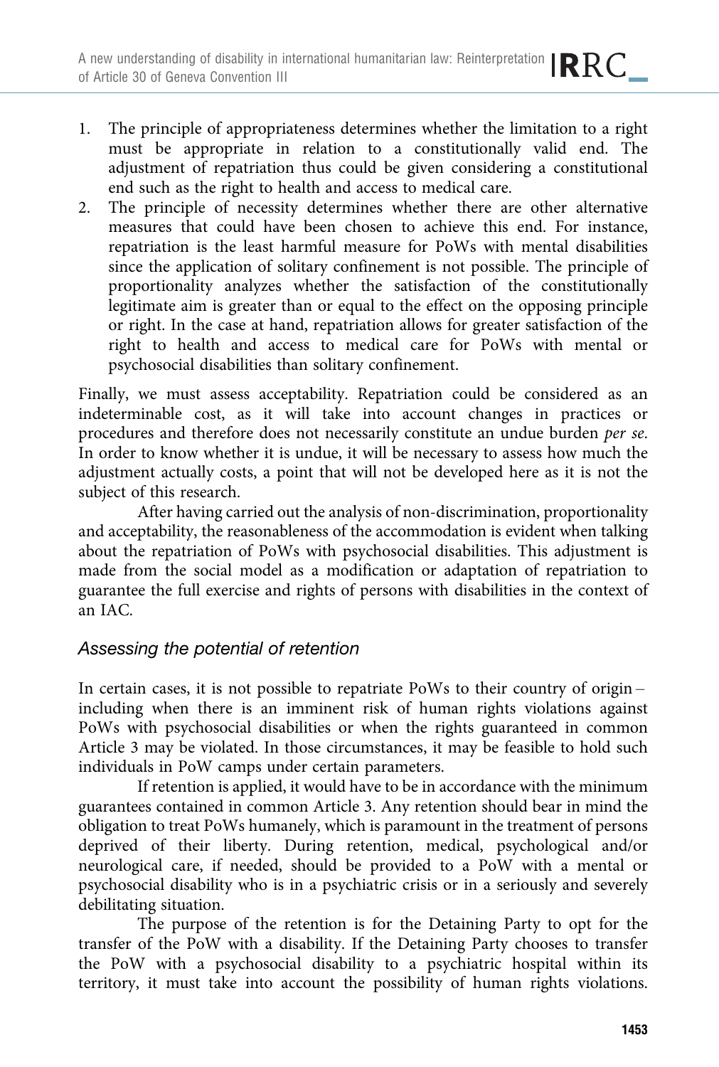1. The principle of appropriateness determines whether the limitation to a right must be appropriate in relation to a constitutionally valid end. The adjustment of repatriation thus could be given considering a constitutional end such as the right to health and access to medical care.
2. The principle of necessity determines whether there are other alternative measures that could have been chosen to achieve this end. For instance, repatriation is the least harmful measure for PoWs with mental disabilities since the application of solitary confinement is not possible. The principle of proportionality analyzes whether the satisfaction of the constitutionally legitimate aim is greater than or equal to the effect on the opposing principle or right. In the case at hand, repatriation allows for greater satisfaction of the right to health and access to medical care for PoWs with mental or psychosocial disabilities than solitary confinement.

Finally, we must assess acceptability. Repatriation could be considered as an indeterminable cost, as it will take into account changes in practices or procedures and therefore does not necessarily constitute an undue burden *per se*. In order to know whether it is undue, it will be necessary to assess how much the adjustment actually costs, a point that will not be developed here as it is not the subject of this research.

After having carried out the analysis of non-discrimination, proportionality and acceptability, the reasonableness of the accommodation is evident when talking about the repatriation of PoWs with psychosocial disabilities. This adjustment is made from the social model as a modification or adaptation of repatriation to guarantee the full exercise and rights of persons with disabilities in the context of an IAC.

### Assessing the potential of retention

In certain cases, it is not possible to repatriate PoWs to their country of origin – including when there is an imminent risk of human rights violations against PoWs with psychosocial disabilities or when the rights guaranteed in common Article 3 may be violated. In those circumstances, it may be feasible to hold such individuals in PoW camps under certain parameters.

If retention is applied, it would have to be in accordance with the minimum guarantees contained in common Article 3. Any retention should bear in mind the obligation to treat PoWs humanely, which is paramount in the treatment of persons deprived of their liberty. During retention, medical, psychological and/or neurological care, if needed, should be provided to a PoW with a mental or psychosocial disability who is in a psychiatric crisis or in a seriously and severely debilitating situation.

The purpose of the retention is for the Detaining Party to opt for the transfer of the PoW with a disability. If the Detaining Party chooses to transfer the PoW with a psychosocial disability to a psychiatric hospital within its territory, it must take into account the possibility of human rights violations.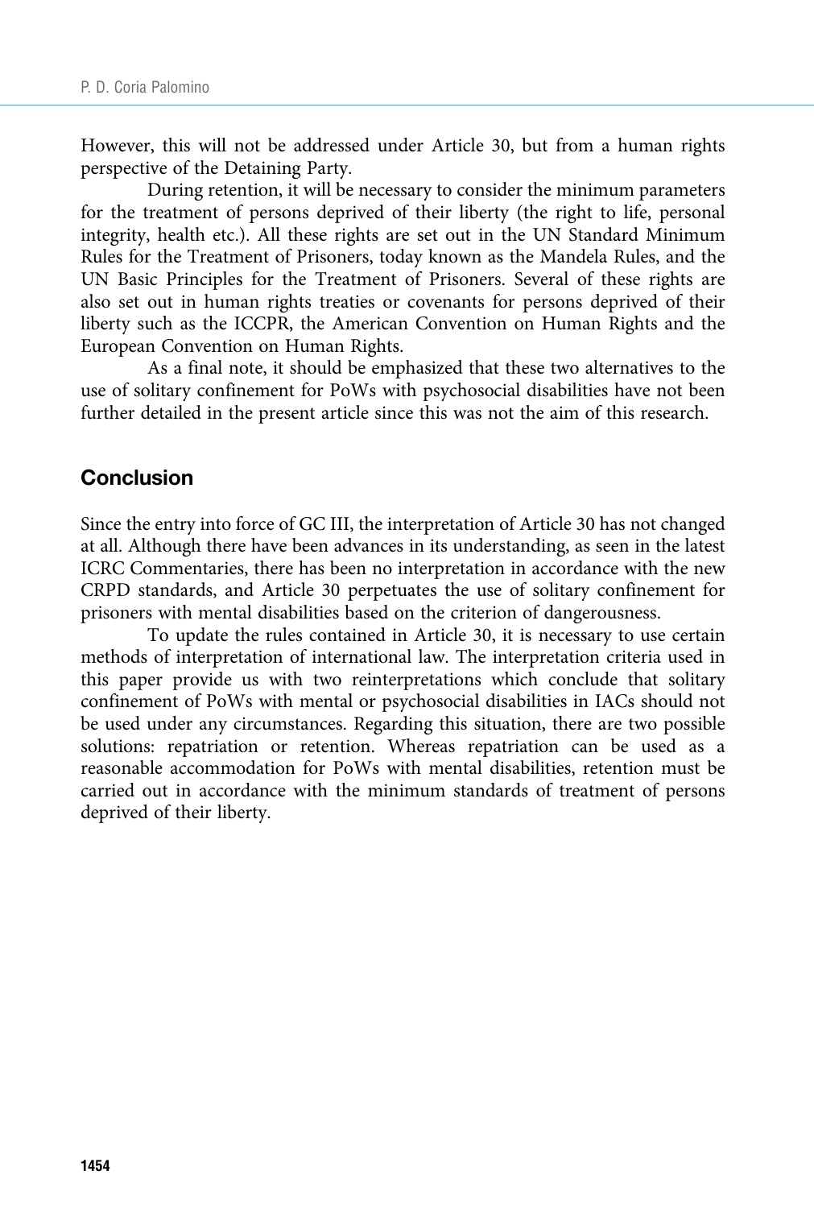However, this will not be addressed under Article 30, but from a human rights perspective of the Detaining Party.

During retention, it will be necessary to consider the minimum parameters for the treatment of persons deprived of their liberty (the right to life, personal integrity, health etc.). All these rights are set out in the UN Standard Minimum Rules for the Treatment of Prisoners, today known as the Mandela Rules, and the UN Basic Principles for the Treatment of Prisoners. Several of these rights are also set out in human rights treaties or covenants for persons deprived of their liberty such as the ICCPR, the American Convention on Human Rights and the European Convention on Human Rights.

As a final note, it should be emphasized that these two alternatives to the use of solitary confinement for PoWs with psychosocial disabilities have not been further detailed in the present article since this was not the aim of this research.

## Conclusion

Since the entry into force of GC III, the interpretation of Article 30 has not changed at all. Although there have been advances in its understanding, as seen in the latest ICRC Commentaries, there has been no interpretation in accordance with the new CRPD standards, and Article 30 perpetuates the use of solitary confinement for prisoners with mental disabilities based on the criterion of dangerousness.

To update the rules contained in Article 30, it is necessary to use certain methods of interpretation of international law. The interpretation criteria used in this paper provide us with two reinterpretations which conclude that solitary confinement of PoWs with mental or psychosocial disabilities in IACs should not be used under any circumstances. Regarding this situation, there are two possible solutions: repatriation or retention. Whereas repatriation can be used as a reasonable accommodation for PoWs with mental disabilities, retention must be carried out in accordance with the minimum standards of treatment of persons deprived of their liberty.